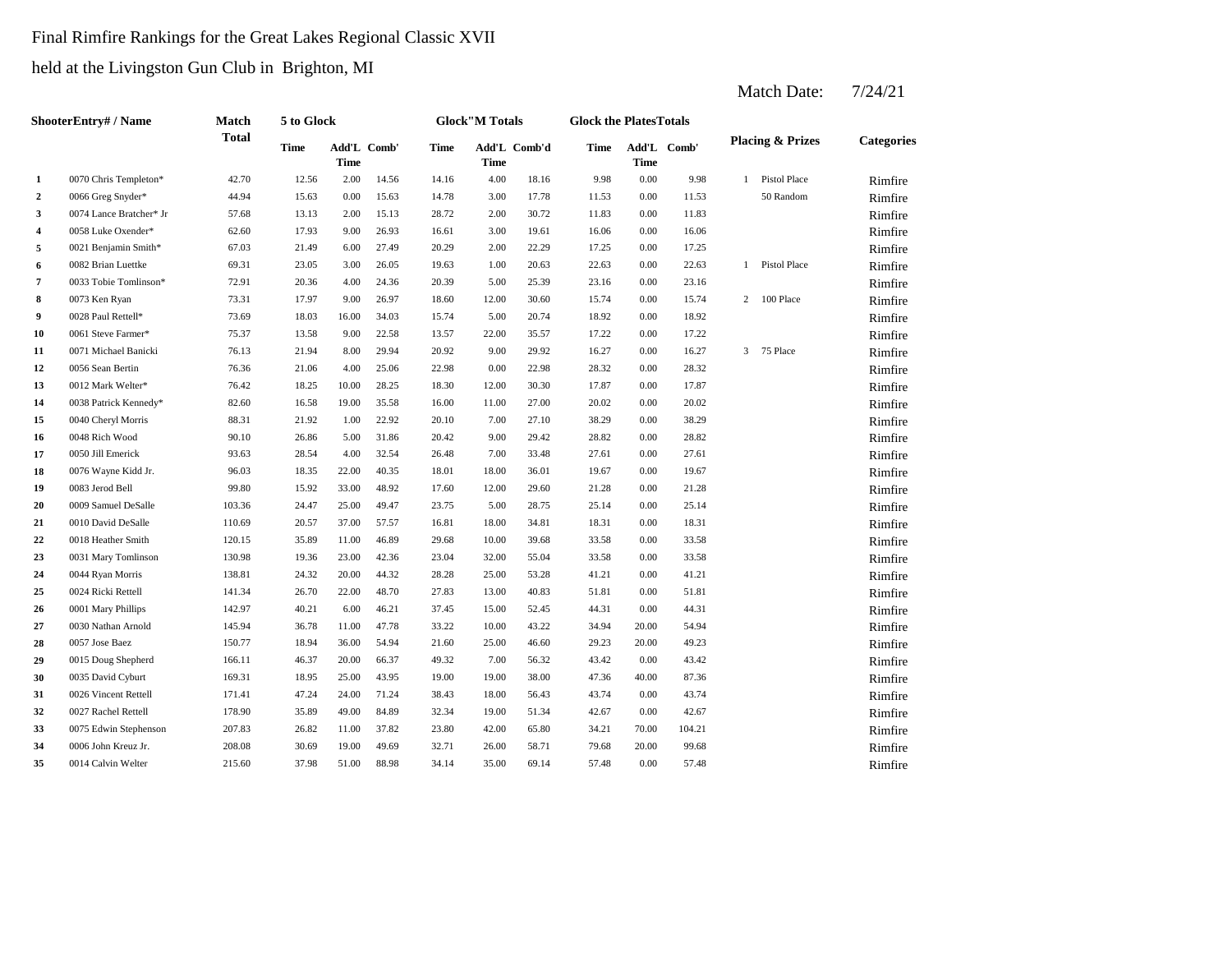Final Rimfire Rankings for the Great Lakes Regional Classic XVII

held at the Livingston Gun Club in Brighton, MI

Match Date: 7/24/21

| | ShooterEntry# / Name | Match Total | 5 to Glock | | | Glock"M Totals | | | Glock the PlatesTotals | | | Placing & Prizes | | Categories |
|---|---|---|---|---|---|---|---|---|---|---|---|---|---|---|
| | | | Time | Add'L Time | Comb' | Time | Add'L Time | Comb'd | Time | Add'L Time | Comb' | | | |
| 1 | 0070 Chris Templeton* | 42.70 | 12.56 | 2.00 | 14.56 | 14.16 | 4.00 | 18.16 | 9.98 | 0.00 | 9.98 | 1 | Pistol Place | Rimfire |
| 2 | 0066 Greg Snyder* | 44.94 | 15.63 | 0.00 | 15.63 | 14.78 | 3.00 | 17.78 | 11.53 | 0.00 | 11.53 | | 50 Random | Rimfire |
| 3 | 0074 Lance Bratcher* Jr | 57.68 | 13.13 | 2.00 | 15.13 | 28.72 | 2.00 | 30.72 | 11.83 | 0.00 | 11.83 | | | Rimfire |
| 4 | 0058 Luke Oxender* | 62.60 | 17.93 | 9.00 | 26.93 | 16.61 | 3.00 | 19.61 | 16.06 | 0.00 | 16.06 | | | Rimfire |
| 5 | 0021 Benjamin Smith* | 67.03 | 21.49 | 6.00 | 27.49 | 20.29 | 2.00 | 22.29 | 17.25 | 0.00 | 17.25 | | | Rimfire |
| 6 | 0082 Brian Luettke | 69.31 | 23.05 | 3.00 | 26.05 | 19.63 | 1.00 | 20.63 | 22.63 | 0.00 | 22.63 | 1 | Pistol Place | Rimfire |
| 7 | 0033 Tobie Tomlinson* | 72.91 | 20.36 | 4.00 | 24.36 | 20.39 | 5.00 | 25.39 | 23.16 | 0.00 | 23.16 | | | Rimfire |
| 8 | 0073 Ken Ryan | 73.31 | 17.97 | 9.00 | 26.97 | 18.60 | 12.00 | 30.60 | 15.74 | 0.00 | 15.74 | 2 | 100 Place | Rimfire |
| 9 | 0028 Paul Rettell* | 73.69 | 18.03 | 16.00 | 34.03 | 15.74 | 5.00 | 20.74 | 18.92 | 0.00 | 18.92 | | | Rimfire |
| 10 | 0061 Steve Farmer* | 75.37 | 13.58 | 9.00 | 22.58 | 13.57 | 22.00 | 35.57 | 17.22 | 0.00 | 17.22 | | | Rimfire |
| 11 | 0071 Michael Banicki | 76.13 | 21.94 | 8.00 | 29.94 | 20.92 | 9.00 | 29.92 | 16.27 | 0.00 | 16.27 | 3 | 75 Place | Rimfire |
| 12 | 0056 Sean Bertin | 76.36 | 21.06 | 4.00 | 25.06 | 22.98 | 0.00 | 22.98 | 28.32 | 0.00 | 28.32 | | | Rimfire |
| 13 | 0012 Mark Welter* | 76.42 | 18.25 | 10.00 | 28.25 | 18.30 | 12.00 | 30.30 | 17.87 | 0.00 | 17.87 | | | Rimfire |
| 14 | 0038 Patrick Kennedy* | 82.60 | 16.58 | 19.00 | 35.58 | 16.00 | 11.00 | 27.00 | 20.02 | 0.00 | 20.02 | | | Rimfire |
| 15 | 0040 Cheryl Morris | 88.31 | 21.92 | 1.00 | 22.92 | 20.10 | 7.00 | 27.10 | 38.29 | 0.00 | 38.29 | | | Rimfire |
| 16 | 0048 Rich Wood | 90.10 | 26.86 | 5.00 | 31.86 | 20.42 | 9.00 | 29.42 | 28.82 | 0.00 | 28.82 | | | Rimfire |
| 17 | 0050 Jill Emerick | 93.63 | 28.54 | 4.00 | 32.54 | 26.48 | 7.00 | 33.48 | 27.61 | 0.00 | 27.61 | | | Rimfire |
| 18 | 0076 Wayne Kidd Jr. | 96.03 | 18.35 | 22.00 | 40.35 | 18.01 | 18.00 | 36.01 | 19.67 | 0.00 | 19.67 | | | Rimfire |
| 19 | 0083 Jerod Bell | 99.80 | 15.92 | 33.00 | 48.92 | 17.60 | 12.00 | 29.60 | 21.28 | 0.00 | 21.28 | | | Rimfire |
| 20 | 0009 Samuel DeSalle | 103.36 | 24.47 | 25.00 | 49.47 | 23.75 | 5.00 | 28.75 | 25.14 | 0.00 | 25.14 | | | Rimfire |
| 21 | 0010 David DeSalle | 110.69 | 20.57 | 37.00 | 57.57 | 16.81 | 18.00 | 34.81 | 18.31 | 0.00 | 18.31 | | | Rimfire |
| 22 | 0018 Heather Smith | 120.15 | 35.89 | 11.00 | 46.89 | 29.68 | 10.00 | 39.68 | 33.58 | 0.00 | 33.58 | | | Rimfire |
| 23 | 0031 Mary Tomlinson | 130.98 | 19.36 | 23.00 | 42.36 | 23.04 | 32.00 | 55.04 | 33.58 | 0.00 | 33.58 | | | Rimfire |
| 24 | 0044 Ryan Morris | 138.81 | 24.32 | 20.00 | 44.32 | 28.28 | 25.00 | 53.28 | 41.21 | 0.00 | 41.21 | | | Rimfire |
| 25 | 0024 Ricki Rettell | 141.34 | 26.70 | 22.00 | 48.70 | 27.83 | 13.00 | 40.83 | 51.81 | 0.00 | 51.81 | | | Rimfire |
| 26 | 0001 Mary Phillips | 142.97 | 40.21 | 6.00 | 46.21 | 37.45 | 15.00 | 52.45 | 44.31 | 0.00 | 44.31 | | | Rimfire |
| 27 | 0030 Nathan Arnold | 145.94 | 36.78 | 11.00 | 47.78 | 33.22 | 10.00 | 43.22 | 34.94 | 20.00 | 54.94 | | | Rimfire |
| 28 | 0057 Jose Baez | 150.77 | 18.94 | 36.00 | 54.94 | 21.60 | 25.00 | 46.60 | 29.23 | 20.00 | 49.23 | | | Rimfire |
| 29 | 0015 Doug Shepherd | 166.11 | 46.37 | 20.00 | 66.37 | 49.32 | 7.00 | 56.32 | 43.42 | 0.00 | 43.42 | | | Rimfire |
| 30 | 0035 David Cyburt | 169.31 | 18.95 | 25.00 | 43.95 | 19.00 | 19.00 | 38.00 | 47.36 | 40.00 | 87.36 | | | Rimfire |
| 31 | 0026 Vincent Rettell | 171.41 | 47.24 | 24.00 | 71.24 | 38.43 | 18.00 | 56.43 | 43.74 | 0.00 | 43.74 | | | Rimfire |
| 32 | 0027 Rachel Rettell | 178.90 | 35.89 | 49.00 | 84.89 | 32.34 | 19.00 | 51.34 | 42.67 | 0.00 | 42.67 | | | Rimfire |
| 33 | 0075 Edwin Stephenson | 207.83 | 26.82 | 11.00 | 37.82 | 23.80 | 42.00 | 65.80 | 34.21 | 70.00 | 104.21 | | | Rimfire |
| 34 | 0006 John Kreuz Jr. | 208.08 | 30.69 | 19.00 | 49.69 | 32.71 | 26.00 | 58.71 | 79.68 | 20.00 | 99.68 | | | Rimfire |
| 35 | 0014 Calvin Welter | 215.60 | 37.98 | 51.00 | 88.98 | 34.14 | 35.00 | 69.14 | 57.48 | 0.00 | 57.48 | | | Rimfire |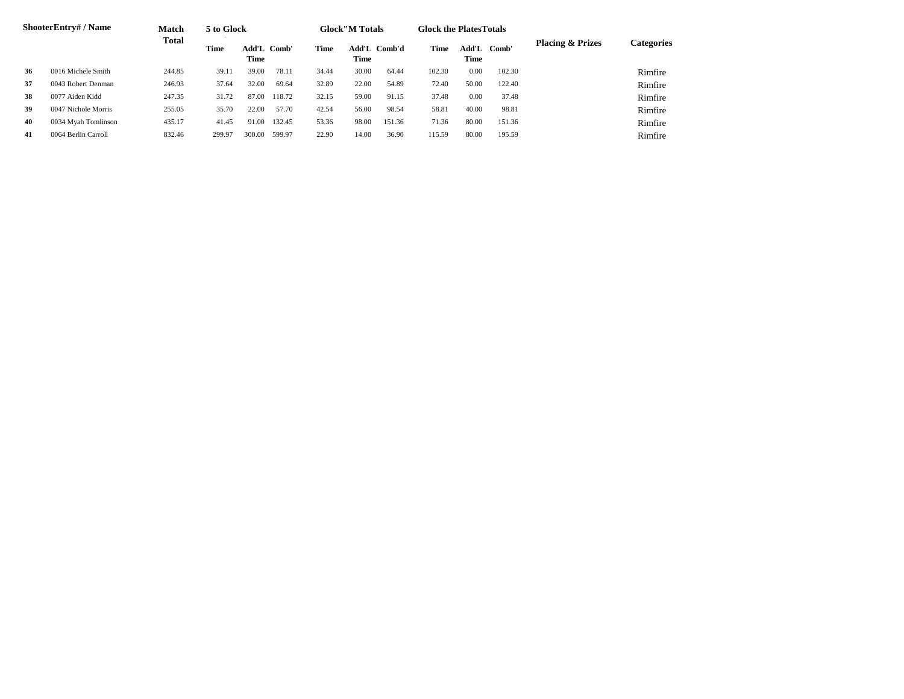| Shooter | Entry# / Name | Match Total | 5 to Glock | | | Glock"M Totals | | | Glock the Plates Totals | | | Placing & Prizes | Categories |
|---|---|---|---|---|---|---|---|---|---|---|---|---|---|
| | | | Time | Add'L Time | Comb' | Time | Add'L Time | Comb'd | Time | Add'L Time | Comb' | | |
| 36 | 0016 Michele Smith | 244.85 | 39.11 | 39.00 | 78.11 | 34.44 | 30.00 | 64.44 | 102.30 | 0.00 | 102.30 | | Rimfire |
| 37 | 0043 Robert Denman | 246.93 | 37.64 | 32.00 | 69.64 | 32.89 | 22.00 | 54.89 | 72.40 | 50.00 | 122.40 | | Rimfire |
| 38 | 0077 Aiden Kidd | 247.35 | 31.72 | 87.00 | 118.72 | 32.15 | 59.00 | 91.15 | 37.48 | 0.00 | 37.48 | | Rimfire |
| 39 | 0047 Nichole Morris | 255.05 | 35.70 | 22.00 | 57.70 | 42.54 | 56.00 | 98.54 | 58.81 | 40.00 | 98.81 | | Rimfire |
| 40 | 0034 Myah Tomlinson | 435.17 | 41.45 | 91.00 | 132.45 | 53.36 | 98.00 | 151.36 | 71.36 | 80.00 | 151.36 | | Rimfire |
| 41 | 0064 Berlin Carroll | 832.46 | 299.97 | 300.00 | 599.97 | 22.90 | 14.00 | 36.90 | 115.59 | 80.00 | 195.59 | | Rimfire |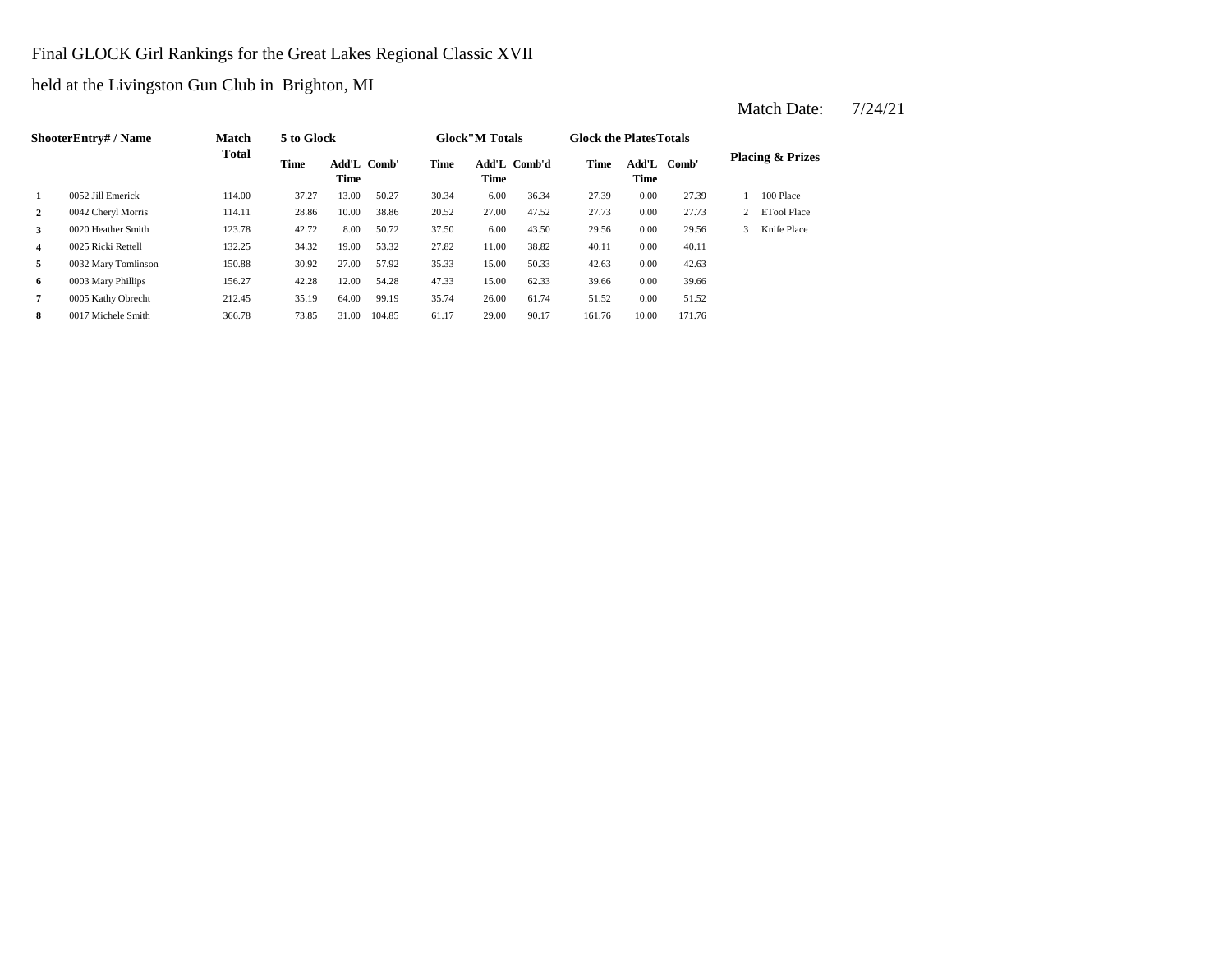Final GLOCK Girl Rankings for the Great Lakes Regional Classic XVII

held at the Livingston Gun Club in Brighton, MI

Match Date: 7/24/21

| Shooter | Entry# / Name | Match Total | 5 to Glock | | | Glock"M Totals | | | Glock the Plates Totals | | | Placing & Prizes | |
|---|---|---|---|---|---|---|---|---|---|---|---|---|---|
| | | | Time | Add'L Time | Comb' | Time | Add'L Time | Comb'd | Time | Add'L Time | Comb' | | |
| 1 | 0052 Jill Emerick | 114.00 | 37.27 | 13.00 | 50.27 | 30.34 | 6.00 | 36.34 | 27.39 | 0.00 | 27.39 | 1 | 100 Place |
| 2 | 0042 Cheryl Morris | 114.11 | 28.86 | 10.00 | 38.86 | 20.52 | 27.00 | 47.52 | 27.73 | 0.00 | 27.73 | 2 | ETool Place |
| 3 | 0020 Heather Smith | 123.78 | 42.72 | 8.00 | 50.72 | 37.50 | 6.00 | 43.50 | 29.56 | 0.00 | 29.56 | 3 | Knife Place |
| 4 | 0025 Ricki Rettell | 132.25 | 34.32 | 19.00 | 53.32 | 27.82 | 11.00 | 38.82 | 40.11 | 0.00 | 40.11 | | |
| 5 | 0032 Mary Tomlinson | 150.88 | 30.92 | 27.00 | 57.92 | 35.33 | 15.00 | 50.33 | 42.63 | 0.00 | 42.63 | | |
| 6 | 0003 Mary Phillips | 156.27 | 42.28 | 12.00 | 54.28 | 47.33 | 15.00 | 62.33 | 39.66 | 0.00 | 39.66 | | |
| 7 | 0005 Kathy Obrecht | 212.45 | 35.19 | 64.00 | 99.19 | 35.74 | 26.00 | 61.74 | 51.52 | 0.00 | 51.52 | | |
| 8 | 0017 Michele Smith | 366.78 | 73.85 | 31.00 | 104.85 | 61.17 | 29.00 | 90.17 | 161.76 | 10.00 | 171.76 | | |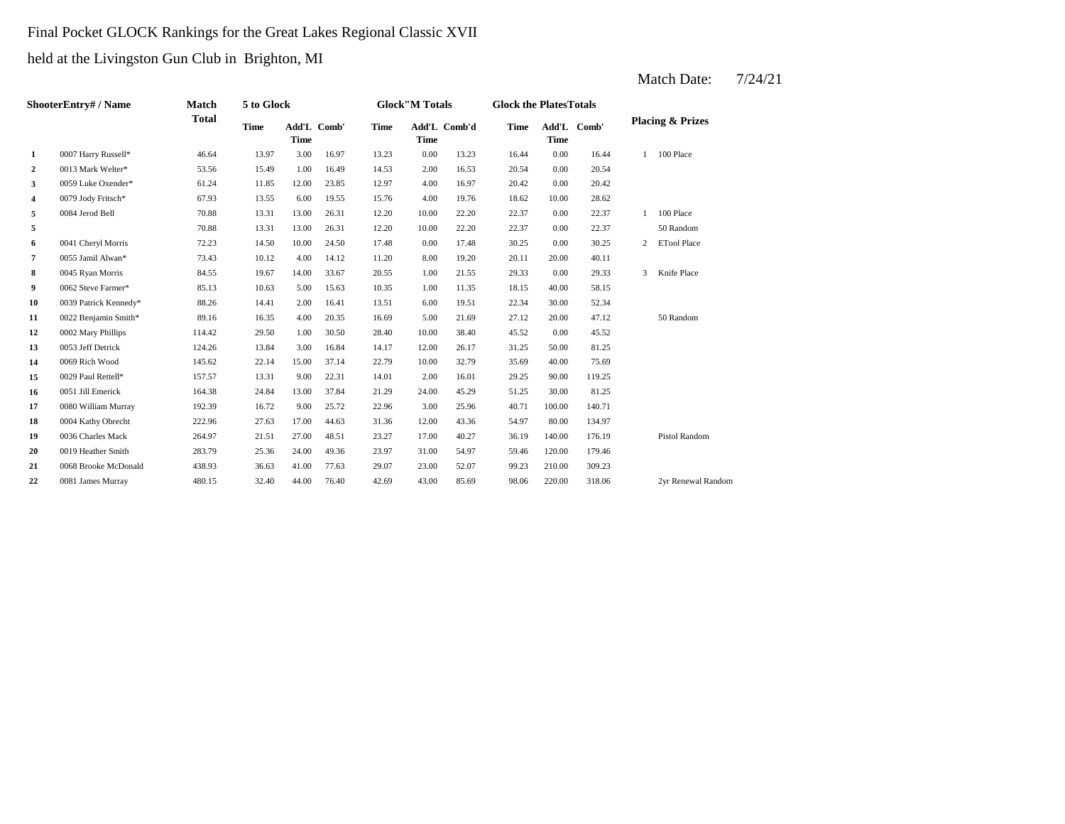Final Pocket GLOCK Rankings for the Great Lakes Regional Classic XVII

held at the Livingston Gun Club in Brighton, MI

Match Date: 7/24/21

| Shooter | Entry# / Name | Match Total | 5 to Glock | | | Glock"M Totals | | | Glock the Plates Totals | | | Placing & Prizes | |
|---|---|---|---|---|---|---|---|---|---|---|---|---|---|
| | | | Time | Add'L Time | Comb' | Time | Add'L Time | Comb'd | Time | Add'L Time | Comb' | | |
| 1 | 0007 Harry Russell* | 46.64 | 13.97 | 3.00 | 16.97 | 13.23 | 0.00 | 13.23 | 16.44 | 0.00 | 16.44 | 1 | 100 Place |
| 2 | 0013 Mark Welter* | 53.56 | 15.49 | 1.00 | 16.49 | 14.53 | 2.00 | 16.53 | 20.54 | 0.00 | 20.54 | | |
| 3 | 0059 Luke Oxender* | 61.24 | 11.85 | 12.00 | 23.85 | 12.97 | 4.00 | 16.97 | 20.42 | 0.00 | 20.42 | | |
| 4 | 0079 Jody Fritsch* | 67.93 | 13.55 | 6.00 | 19.55 | 15.76 | 4.00 | 19.76 | 18.62 | 10.00 | 28.62 | | |
| 5 | 0084 Jerod Bell | 70.88 | 13.31 | 13.00 | 26.31 | 12.20 | 10.00 | 22.20 | 22.37 | 0.00 | 22.37 | 1 | 100 Place |
| 5 | | 70.88 | 13.31 | 13.00 | 26.31 | 12.20 | 10.00 | 22.20 | 22.37 | 0.00 | 22.37 | | 50 Random |
| 6 | 0041 Cheryl Morris | 72.23 | 14.50 | 10.00 | 24.50 | 17.48 | 0.00 | 17.48 | 30.25 | 0.00 | 30.25 | 2 | ETool Place |
| 7 | 0055 Jamil Alwan* | 73.43 | 10.12 | 4.00 | 14.12 | 11.20 | 8.00 | 19.20 | 20.11 | 20.00 | 40.11 | | |
| 8 | 0045 Ryan Morris | 84.55 | 19.67 | 14.00 | 33.67 | 20.55 | 1.00 | 21.55 | 29.33 | 0.00 | 29.33 | 3 | Knife Place |
| 9 | 0062 Steve Farmer* | 85.13 | 10.63 | 5.00 | 15.63 | 10.35 | 1.00 | 11.35 | 18.15 | 40.00 | 58.15 | | |
| 10 | 0039 Patrick Kennedy* | 88.26 | 14.41 | 2.00 | 16.41 | 13.51 | 6.00 | 19.51 | 22.34 | 30.00 | 52.34 | | |
| 11 | 0022 Benjamin Smith* | 89.16 | 16.35 | 4.00 | 20.35 | 16.69 | 5.00 | 21.69 | 27.12 | 20.00 | 47.12 | | 50 Random |
| 12 | 0002 Mary Phillips | 114.42 | 29.50 | 1.00 | 30.50 | 28.40 | 10.00 | 38.40 | 45.52 | 0.00 | 45.52 | | |
| 13 | 0053 Jeff Detrick | 124.26 | 13.84 | 3.00 | 16.84 | 14.17 | 12.00 | 26.17 | 31.25 | 50.00 | 81.25 | | |
| 14 | 0069 Rich Wood | 145.62 | 22.14 | 15.00 | 37.14 | 22.79 | 10.00 | 32.79 | 35.69 | 40.00 | 75.69 | | |
| 15 | 0029 Paul Rettell* | 157.57 | 13.31 | 9.00 | 22.31 | 14.01 | 2.00 | 16.01 | 29.25 | 90.00 | 119.25 | | |
| 16 | 0051 Jill Emerick | 164.38 | 24.84 | 13.00 | 37.84 | 21.29 | 24.00 | 45.29 | 51.25 | 30.00 | 81.25 | | |
| 17 | 0080 William Murray | 192.39 | 16.72 | 9.00 | 25.72 | 22.96 | 3.00 | 25.96 | 40.71 | 100.00 | 140.71 | | |
| 18 | 0004 Kathy Obrecht | 222.96 | 27.63 | 17.00 | 44.63 | 31.36 | 12.00 | 43.36 | 54.97 | 80.00 | 134.97 | | |
| 19 | 0036 Charles Mack | 264.97 | 21.51 | 27.00 | 48.51 | 23.27 | 17.00 | 40.27 | 36.19 | 140.00 | 176.19 | | Pistol Random |
| 20 | 0019 Heather Smith | 283.79 | 25.36 | 24.00 | 49.36 | 23.97 | 31.00 | 54.97 | 59.46 | 120.00 | 179.46 | | |
| 21 | 0068 Brooke McDonald | 438.93 | 36.63 | 41.00 | 77.63 | 29.07 | 23.00 | 52.07 | 99.23 | 210.00 | 309.23 | | |
| 22 | 0081 James Murray | 480.15 | 32.40 | 44.00 | 76.40 | 42.69 | 43.00 | 85.69 | 98.06 | 220.00 | 318.06 | | 2yr Renewal Random |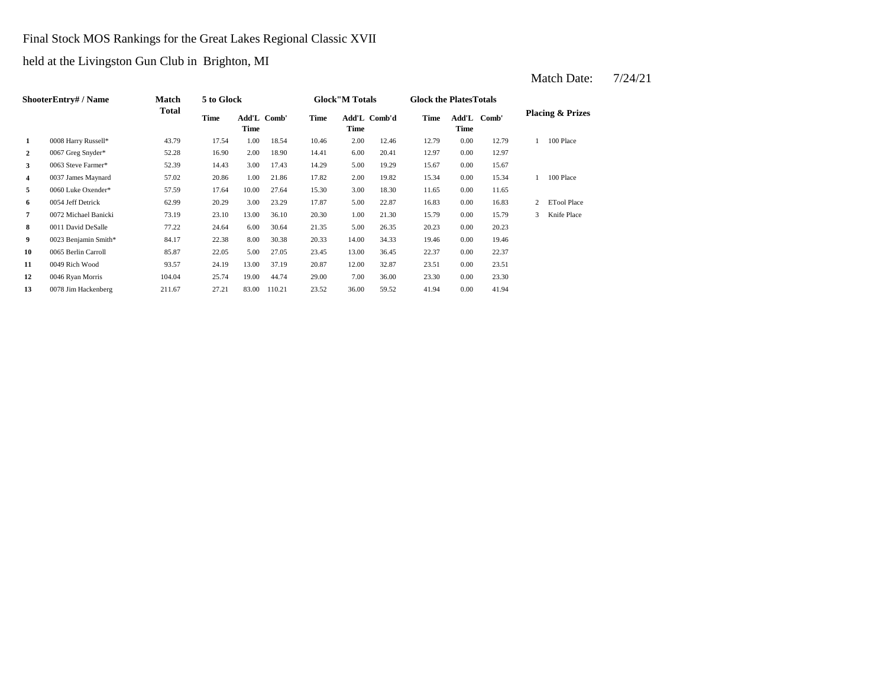Final Stock MOS Rankings for the Great Lakes Regional Classic XVII

held at the Livingston Gun Club in Brighton, MI

Match Date: 7/24/21

| Shooter | Entry# / Name | Match Total | 5 to Glock | | | Glock"M Totals | | | Glock the Plates Totals | | | Placing & Prizes | |
|---|---|---|---|---|---|---|---|---|---|---|---|---|---|
| | | | Time | Add'L Time | Comb' | Time | Add'L Time | Comb'd | Time | Add'L Time | Comb' | | |
| 1 | 0008 Harry Russell* | 43.79 | 17.54 | 1.00 | 18.54 | 10.46 | 2.00 | 12.46 | 12.79 | 0.00 | 12.79 | 1 | 100 Place |
| 2 | 0067 Greg Snyder* | 52.28 | 16.90 | 2.00 | 18.90 | 14.41 | 6.00 | 20.41 | 12.97 | 0.00 | 12.97 | | |
| 3 | 0063 Steve Farmer* | 52.39 | 14.43 | 3.00 | 17.43 | 14.29 | 5.00 | 19.29 | 15.67 | 0.00 | 15.67 | | |
| 4 | 0037 James Maynard | 57.02 | 20.86 | 1.00 | 21.86 | 17.82 | 2.00 | 19.82 | 15.34 | 0.00 | 15.34 | 1 | 100 Place |
| 5 | 0060 Luke Oxender* | 57.59 | 17.64 | 10.00 | 27.64 | 15.30 | 3.00 | 18.30 | 11.65 | 0.00 | 11.65 | | |
| 6 | 0054 Jeff Detrick | 62.99 | 20.29 | 3.00 | 23.29 | 17.87 | 5.00 | 22.87 | 16.83 | 0.00 | 16.83 | 2 | ETool Place |
| 7 | 0072 Michael Banicki | 73.19 | 23.10 | 13.00 | 36.10 | 20.30 | 1.00 | 21.30 | 15.79 | 0.00 | 15.79 | 3 | Knife Place |
| 8 | 0011 David DeSalle | 77.22 | 24.64 | 6.00 | 30.64 | 21.35 | 5.00 | 26.35 | 20.23 | 0.00 | 20.23 | | |
| 9 | 0023 Benjamin Smith* | 84.17 | 22.38 | 8.00 | 30.38 | 20.33 | 14.00 | 34.33 | 19.46 | 0.00 | 19.46 | | |
| 10 | 0065 Berlin Carroll | 85.87 | 22.05 | 5.00 | 27.05 | 23.45 | 13.00 | 36.45 | 22.37 | 0.00 | 22.37 | | |
| 11 | 0049 Rich Wood | 93.57 | 24.19 | 13.00 | 37.19 | 20.87 | 12.00 | 32.87 | 23.51 | 0.00 | 23.51 | | |
| 12 | 0046 Ryan Morris | 104.04 | 25.74 | 19.00 | 44.74 | 29.00 | 7.00 | 36.00 | 23.30 | 0.00 | 23.30 | | |
| 13 | 0078 Jim Hackenberg | 211.67 | 27.21 | 83.00 | 110.21 | 23.52 | 36.00 | 59.52 | 41.94 | 0.00 | 41.94 | | |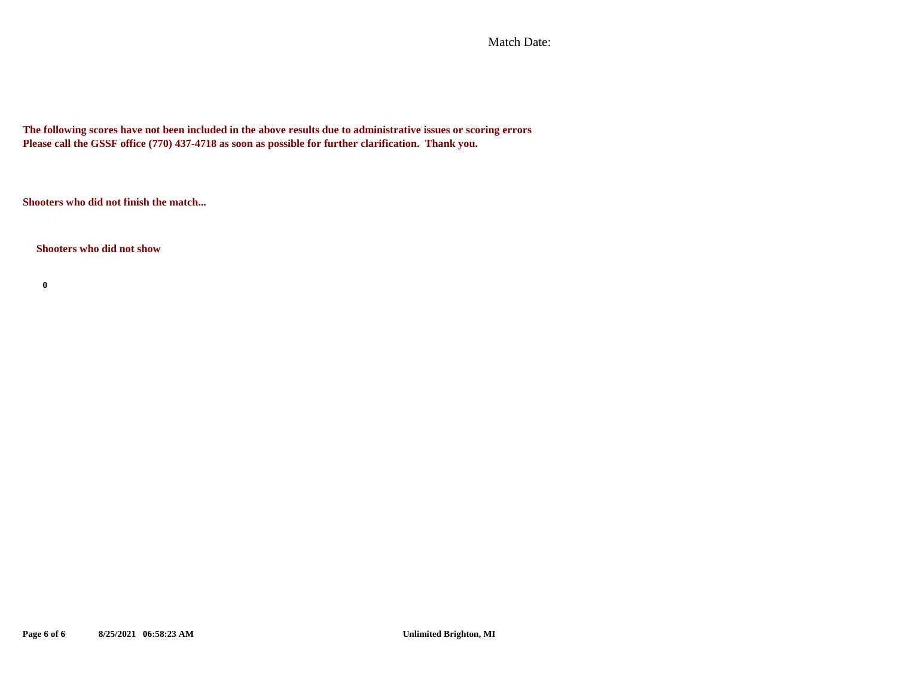Match Date:

**The following scores have not been included in the above results due to administrative issues or scoring errors**
**Please call the GSSF office (770) 437-4718 as soon as possible for further clarification. Thank you.**

**Shooters who did not finish the match...**

**Shooters who did not show**

**0**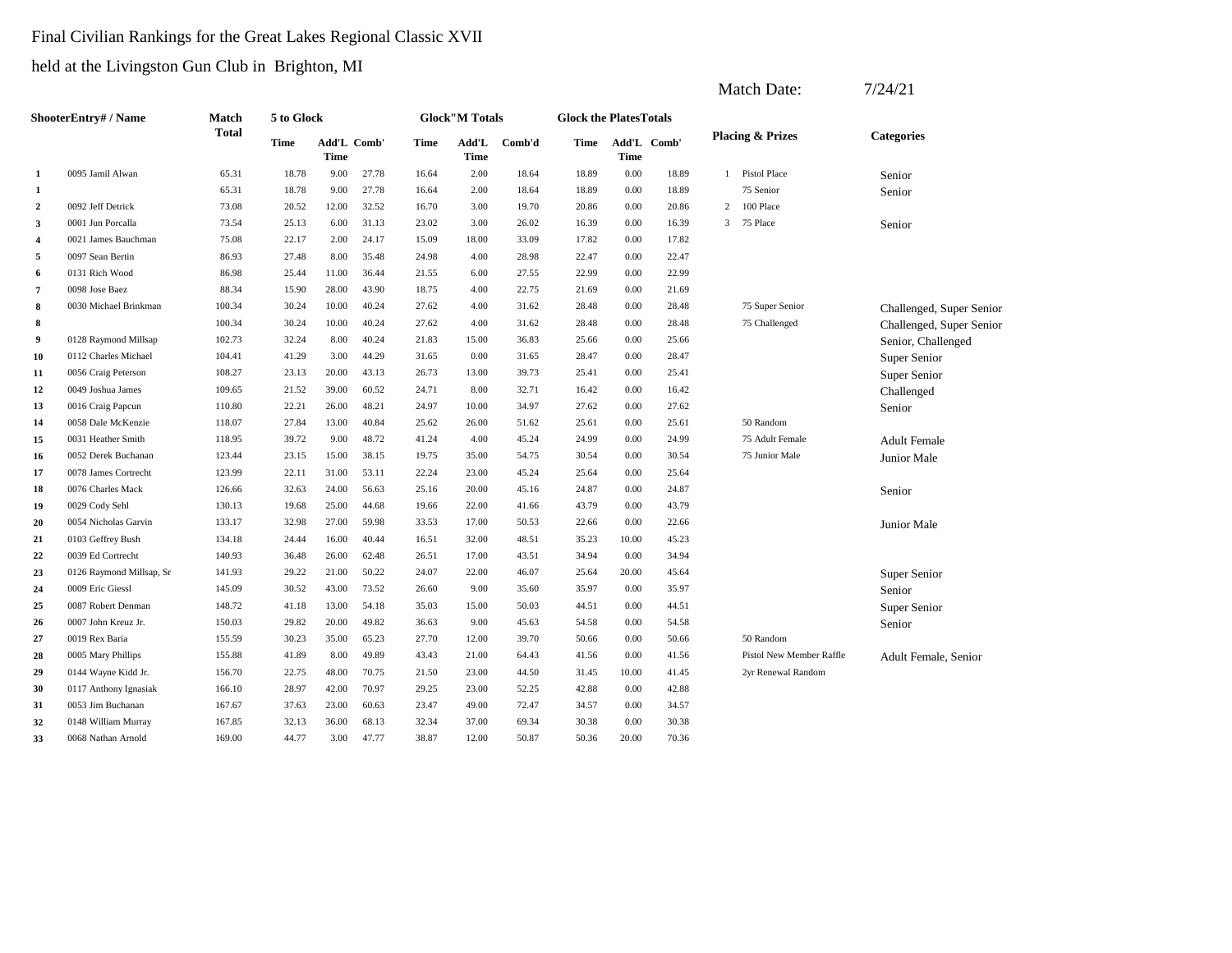Final Civilian Rankings for the Great Lakes Regional Classic XVII

held at the Livingston Gun Club in Brighton, MI

Match Date: 7/24/21

| Shooter | Entry# / Name | Match Total | 5 to Glock | | | Glock"M Totals | | | Glock the Plates Totals | | | Placing & Prizes | | Categories |
|---|---|---|---|---|---|---|---|---|---|---|---|---|---|---|
| | | | Time | Add'L Time | Comb' | Time | Add'L Time | Comb'd | Time | Add'L Time | Comb' | | | |
| 1 | 0095 Jamil Alwan | 65.31 | 18.78 | 9.00 | 27.78 | 16.64 | 2.00 | 18.64 | 18.89 | 0.00 | 18.89 | 1 | Pistol Place | Senior |
| 1 | | 65.31 | 18.78 | 9.00 | 27.78 | 16.64 | 2.00 | 18.64 | 18.89 | 0.00 | 18.89 | | 75 Senior | Senior |
| 2 | 0092 Jeff Detrick | 73.08 | 20.52 | 12.00 | 32.52 | 16.70 | 3.00 | 19.70 | 20.86 | 0.00 | 20.86 | 2 | 100 Place | |
| 3 | 0001 Jun Porcalla | 73.54 | 25.13 | 6.00 | 31.13 | 23.02 | 3.00 | 26.02 | 16.39 | 0.00 | 16.39 | 3 | 75 Place | Senior |
| 4 | 0021 James Bauchman | 75.08 | 22.17 | 2.00 | 24.17 | 15.09 | 18.00 | 33.09 | 17.82 | 0.00 | 17.82 | | | |
| 5 | 0097 Sean Bertin | 86.93 | 27.48 | 8.00 | 35.48 | 24.98 | 4.00 | 28.98 | 22.47 | 0.00 | 22.47 | | | |
| 6 | 0131 Rich Wood | 86.98 | 25.44 | 11.00 | 36.44 | 21.55 | 6.00 | 27.55 | 22.99 | 0.00 | 22.99 | | | |
| 7 | 0098 Jose Baez | 88.34 | 15.90 | 28.00 | 43.90 | 18.75 | 4.00 | 22.75 | 21.69 | 0.00 | 21.69 | | | |
| 8 | 0030 Michael Brinkman | 100.34 | 30.24 | 10.00 | 40.24 | 27.62 | 4.00 | 31.62 | 28.48 | 0.00 | 28.48 | | 75 Super Senior | Challenged, Super Senior |
| 8 | | 100.34 | 30.24 | 10.00 | 40.24 | 27.62 | 4.00 | 31.62 | 28.48 | 0.00 | 28.48 | | 75 Challenged | Challenged, Super Senior |
| 9 | 0128 Raymond Millsap | 102.73 | 32.24 | 8.00 | 40.24 | 21.83 | 15.00 | 36.83 | 25.66 | 0.00 | 25.66 | | | Senior, Challenged |
| 10 | 0112 Charles Michael | 104.41 | 41.29 | 3.00 | 44.29 | 31.65 | 0.00 | 31.65 | 28.47 | 0.00 | 28.47 | | | Super Senior |
| 11 | 0056 Craig Peterson | 108.27 | 23.13 | 20.00 | 43.13 | 26.73 | 13.00 | 39.73 | 25.41 | 0.00 | 25.41 | | | Super Senior |
| 12 | 0049 Joshua James | 109.65 | 21.52 | 39.00 | 60.52 | 24.71 | 8.00 | 32.71 | 16.42 | 0.00 | 16.42 | | | Challenged |
| 13 | 0016 Craig Papcun | 110.80 | 22.21 | 26.00 | 48.21 | 24.97 | 10.00 | 34.97 | 27.62 | 0.00 | 27.62 | | | Senior |
| 14 | 0058 Dale McKenzie | 118.07 | 27.84 | 13.00 | 40.84 | 25.62 | 26.00 | 51.62 | 25.61 | 0.00 | 25.61 | | 50 Random | |
| 15 | 0031 Heather Smith | 118.95 | 39.72 | 9.00 | 48.72 | 41.24 | 4.00 | 45.24 | 24.99 | 0.00 | 24.99 | | 75 Adult Female | Adult Female |
| 16 | 0052 Derek Buchanan | 123.44 | 23.15 | 15.00 | 38.15 | 19.75 | 35.00 | 54.75 | 30.54 | 0.00 | 30.54 | | 75 Junior Male | Junior Male |
| 17 | 0078 James Cortrecht | 123.99 | 22.11 | 31.00 | 53.11 | 22.24 | 23.00 | 45.24 | 25.64 | 0.00 | 25.64 | | | |
| 18 | 0076 Charles Mack | 126.66 | 32.63 | 24.00 | 56.63 | 25.16 | 20.00 | 45.16 | 24.87 | 0.00 | 24.87 | | | Senior |
| 19 | 0029 Cody Sehl | 130.13 | 19.68 | 25.00 | 44.68 | 19.66 | 22.00 | 41.66 | 43.79 | 0.00 | 43.79 | | | |
| 20 | 0054 Nicholas Garvin | 133.17 | 32.98 | 27.00 | 59.98 | 33.53 | 17.00 | 50.53 | 22.66 | 0.00 | 22.66 | | | Junior Male |
| 21 | 0103 Geffrey Bush | 134.18 | 24.44 | 16.00 | 40.44 | 16.51 | 32.00 | 48.51 | 35.23 | 10.00 | 45.23 | | | |
| 22 | 0039 Ed Cortrecht | 140.93 | 36.48 | 26.00 | 62.48 | 26.51 | 17.00 | 43.51 | 34.94 | 0.00 | 34.94 | | | |
| 23 | 0126 Raymond Millsap, Sr | 141.93 | 29.22 | 21.00 | 50.22 | 24.07 | 22.00 | 46.07 | 25.64 | 20.00 | 45.64 | | | Super Senior |
| 24 | 0009 Eric Giessl | 145.09 | 30.52 | 43.00 | 73.52 | 26.60 | 9.00 | 35.60 | 35.97 | 0.00 | 35.97 | | | Senior |
| 25 | 0087 Robert Denman | 148.72 | 41.18 | 13.00 | 54.18 | 35.03 | 15.00 | 50.03 | 44.51 | 0.00 | 44.51 | | | Super Senior |
| 26 | 0007 John Kreuz Jr. | 150.03 | 29.82 | 20.00 | 49.82 | 36.63 | 9.00 | 45.63 | 54.58 | 0.00 | 54.58 | | | Senior |
| 27 | 0019 Rex Baria | 155.59 | 30.23 | 35.00 | 65.23 | 27.70 | 12.00 | 39.70 | 50.66 | 0.00 | 50.66 | | 50 Random | |
| 28 | 0005 Mary Phillips | 155.88 | 41.89 | 8.00 | 49.89 | 43.43 | 21.00 | 64.43 | 41.56 | 0.00 | 41.56 | | Pistol New Member Raffle | Adult Female, Senior |
| 29 | 0144 Wayne Kidd Jr. | 156.70 | 22.75 | 48.00 | 70.75 | 21.50 | 23.00 | 44.50 | 31.45 | 10.00 | 41.45 | | 2yr Renewal Random | |
| 30 | 0117 Anthony Ignasiak | 166.10 | 28.97 | 42.00 | 70.97 | 29.25 | 23.00 | 52.25 | 42.88 | 0.00 | 42.88 | | | |
| 31 | 0053 Jim Buchanan | 167.67 | 37.63 | 23.00 | 60.63 | 23.47 | 49.00 | 72.47 | 34.57 | 0.00 | 34.57 | | | |
| 32 | 0148 William Murray | 167.85 | 32.13 | 36.00 | 68.13 | 32.34 | 37.00 | 69.34 | 30.38 | 0.00 | 30.38 | | | |
| 33 | 0068 Nathan Arnold | 169.00 | 44.77 | 3.00 | 47.77 | 38.87 | 12.00 | 50.87 | 50.36 | 20.00 | 70.36 | | | |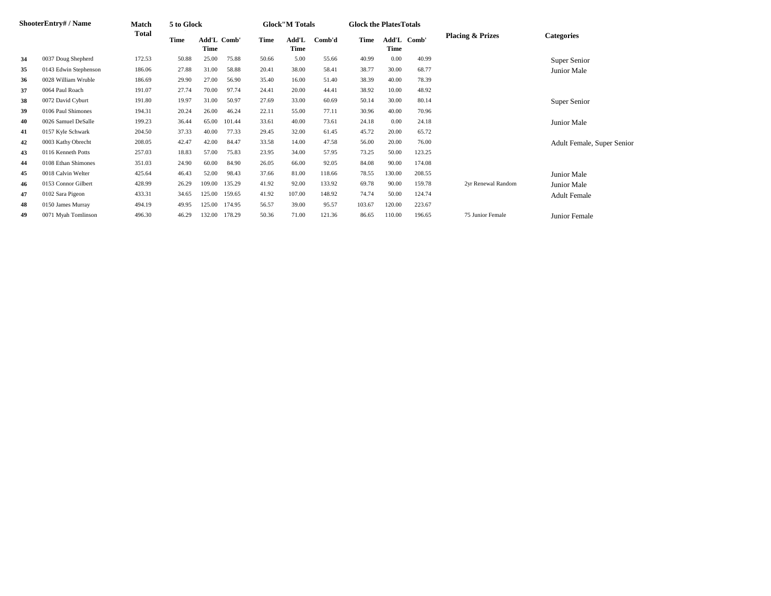| Shooter | Entry# / Name | Match Total | 5 to Glock | | | Glock"M Totals | | | Glock the Plates Totals | | | Placing & Prizes | Categories |
|---|---|---|---|---|---|---|---|---|---|---|---|---|---|
| | | | Time | Add'L Time | Comb' | Time | Add'L Time | Comb'd | Time | Add'L Time | Comb' | | |
| 34 | 0037 Doug Shepherd | 172.53 | 50.88 | 25.00 | 75.88 | 50.66 | 5.00 | 55.66 | 40.99 | 0.00 | 40.99 | | Super Senior |
| 35 | 0143 Edwin Stephenson | 186.06 | 27.88 | 31.00 | 58.88 | 20.41 | 38.00 | 58.41 | 38.77 | 30.00 | 68.77 | | Junior Male |
| 36 | 0028 William Wruble | 186.69 | 29.90 | 27.00 | 56.90 | 35.40 | 16.00 | 51.40 | 38.39 | 40.00 | 78.39 | | |
| 37 | 0064 Paul Roach | 191.07 | 27.74 | 70.00 | 97.74 | 24.41 | 20.00 | 44.41 | 38.92 | 10.00 | 48.92 | | |
| 38 | 0072 David Cyburt | 191.80 | 19.97 | 31.00 | 50.97 | 27.69 | 33.00 | 60.69 | 50.14 | 30.00 | 80.14 | | Super Senior |
| 39 | 0106 Paul Shimones | 194.31 | 20.24 | 26.00 | 46.24 | 22.11 | 55.00 | 77.11 | 30.96 | 40.00 | 70.96 | | |
| 40 | 0026 Samuel DeSalle | 199.23 | 36.44 | 65.00 | 101.44 | 33.61 | 40.00 | 73.61 | 24.18 | 0.00 | 24.18 | | Junior Male |
| 41 | 0157 Kyle Schwark | 204.50 | 37.33 | 40.00 | 77.33 | 29.45 | 32.00 | 61.45 | 45.72 | 20.00 | 65.72 | | |
| 42 | 0003 Kathy Obrecht | 208.05 | 42.47 | 42.00 | 84.47 | 33.58 | 14.00 | 47.58 | 56.00 | 20.00 | 76.00 | | Adult Female, Super Senior |
| 43 | 0116 Kenneth Potts | 257.03 | 18.83 | 57.00 | 75.83 | 23.95 | 34.00 | 57.95 | 73.25 | 50.00 | 123.25 | | |
| 44 | 0108 Ethan Shimones | 351.03 | 24.90 | 60.00 | 84.90 | 26.05 | 66.00 | 92.05 | 84.08 | 90.00 | 174.08 | | |
| 45 | 0018 Calvin Welter | 425.64 | 46.43 | 52.00 | 98.43 | 37.66 | 81.00 | 118.66 | 78.55 | 130.00 | 208.55 | | Junior Male |
| 46 | 0153 Connor Gilbert | 428.99 | 26.29 | 109.00 | 135.29 | 41.92 | 92.00 | 133.92 | 69.78 | 90.00 | 159.78 | 2yr Renewal Random | Junior Male |
| 47 | 0102 Sara Pigeon | 433.31 | 34.65 | 125.00 | 159.65 | 41.92 | 107.00 | 148.92 | 74.74 | 50.00 | 124.74 | | Adult Female |
| 48 | 0150 James Murray | 494.19 | 49.95 | 125.00 | 174.95 | 56.57 | 39.00 | 95.57 | 103.67 | 120.00 | 223.67 | | |
| 49 | 0071 Myah Tomlinson | 496.30 | 46.29 | 132.00 | 178.29 | 50.36 | 71.00 | 121.36 | 86.65 | 110.00 | 196.65 | 75 Junior Female | Junior Female |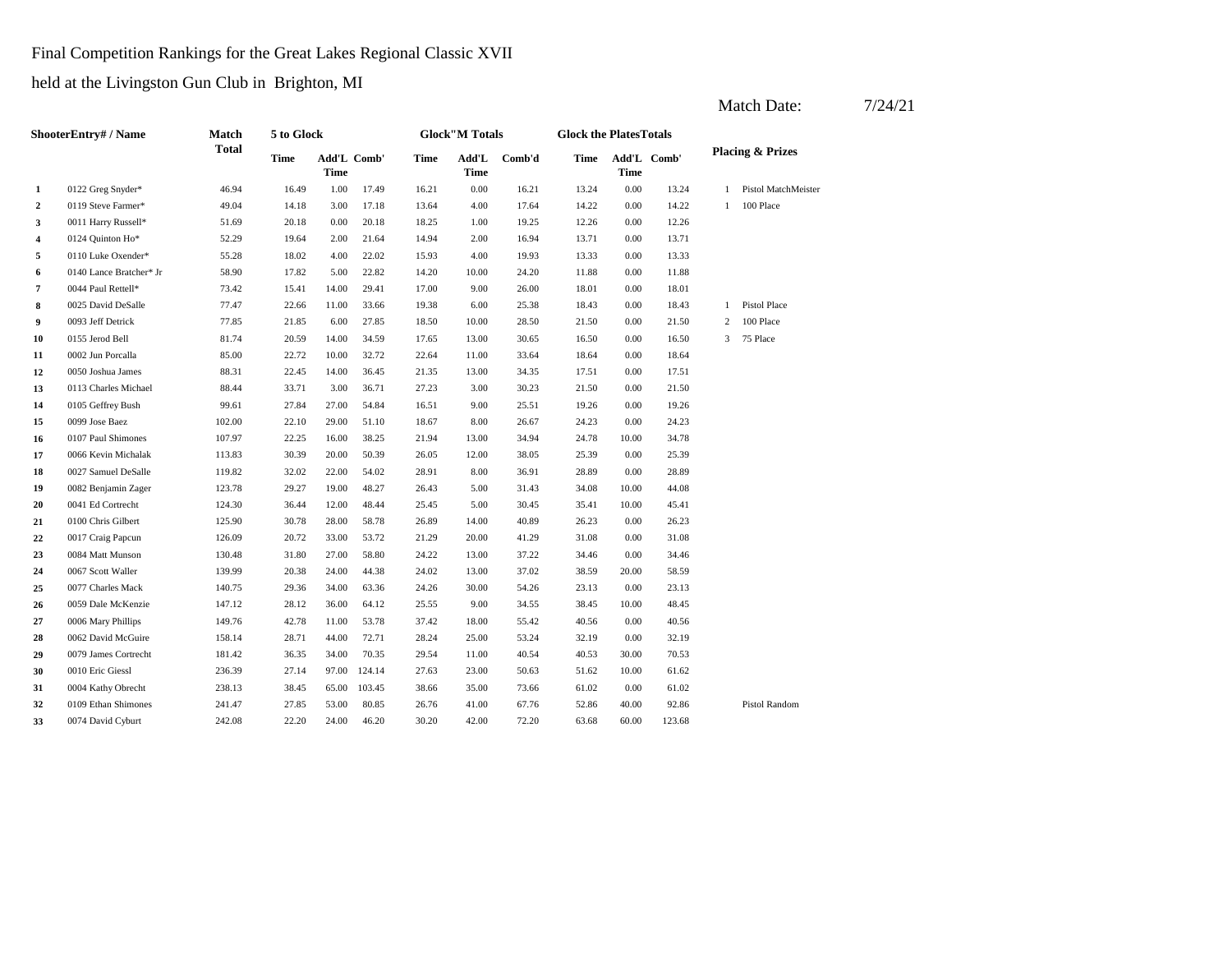Final Competition Rankings for the Great Lakes Regional Classic XVII

held at the Livingston Gun Club in Brighton, MI

Match Date: 7/24/21

| | ShooterEntry# / Name | Match Total | 5 to Glock | | | Glock"M Totals | | | Glock the PlatesTotals | | | Placing & Prizes | |
|---|---|---|---|---|---|---|---|---|---|---|---|---|---|
| | | | Time | Add'L Time | Comb' | Time | Add'L Time | Comb'd | Time | Add'L Time | Comb' | | |
| 1 | 0122 Greg Snyder* | 46.94 | 16.49 | 1.00 | 17.49 | 16.21 | 0.00 | 16.21 | 13.24 | 0.00 | 13.24 | 1 | Pistol MatchMeister |
| 2 | 0119 Steve Farmer* | 49.04 | 14.18 | 3.00 | 17.18 | 13.64 | 4.00 | 17.64 | 14.22 | 0.00 | 14.22 | 1 | 100 Place |
| 3 | 0011 Harry Russell* | 51.69 | 20.18 | 0.00 | 20.18 | 18.25 | 1.00 | 19.25 | 12.26 | 0.00 | 12.26 | | |
| 4 | 0124 Quinton Ho* | 52.29 | 19.64 | 2.00 | 21.64 | 14.94 | 2.00 | 16.94 | 13.71 | 0.00 | 13.71 | | |
| 5 | 0110 Luke Oxender* | 55.28 | 18.02 | 4.00 | 22.02 | 15.93 | 4.00 | 19.93 | 13.33 | 0.00 | 13.33 | | |
| 6 | 0140 Lance Bratcher* Jr | 58.90 | 17.82 | 5.00 | 22.82 | 14.20 | 10.00 | 24.20 | 11.88 | 0.00 | 11.88 | | |
| 7 | 0044 Paul Rettell* | 73.42 | 15.41 | 14.00 | 29.41 | 17.00 | 9.00 | 26.00 | 18.01 | 0.00 | 18.01 | | |
| 8 | 0025 David DeSalle | 77.47 | 22.66 | 11.00 | 33.66 | 19.38 | 6.00 | 25.38 | 18.43 | 0.00 | 18.43 | 1 | Pistol Place |
| 9 | 0093 Jeff Detrick | 77.85 | 21.85 | 6.00 | 27.85 | 18.50 | 10.00 | 28.50 | 21.50 | 0.00 | 21.50 | 2 | 100 Place |
| 10 | 0155 Jerod Bell | 81.74 | 20.59 | 14.00 | 34.59 | 17.65 | 13.00 | 30.65 | 16.50 | 0.00 | 16.50 | 3 | 75 Place |
| 11 | 0002 Jun Porcalla | 85.00 | 22.72 | 10.00 | 32.72 | 22.64 | 11.00 | 33.64 | 18.64 | 0.00 | 18.64 | | |
| 12 | 0050 Joshua James | 88.31 | 22.45 | 14.00 | 36.45 | 21.35 | 13.00 | 34.35 | 17.51 | 0.00 | 17.51 | | |
| 13 | 0113 Charles Michael | 88.44 | 33.71 | 3.00 | 36.71 | 27.23 | 3.00 | 30.23 | 21.50 | 0.00 | 21.50 | | |
| 14 | 0105 Geffrey Bush | 99.61 | 27.84 | 27.00 | 54.84 | 16.51 | 9.00 | 25.51 | 19.26 | 0.00 | 19.26 | | |
| 15 | 0099 Jose Baez | 102.00 | 22.10 | 29.00 | 51.10 | 18.67 | 8.00 | 26.67 | 24.23 | 0.00 | 24.23 | | |
| 16 | 0107 Paul Shimones | 107.97 | 22.25 | 16.00 | 38.25 | 21.94 | 13.00 | 34.94 | 24.78 | 10.00 | 34.78 | | |
| 17 | 0066 Kevin Michalak | 113.83 | 30.39 | 20.00 | 50.39 | 26.05 | 12.00 | 38.05 | 25.39 | 0.00 | 25.39 | | |
| 18 | 0027 Samuel DeSalle | 119.82 | 32.02 | 22.00 | 54.02 | 28.91 | 8.00 | 36.91 | 28.89 | 0.00 | 28.89 | | |
| 19 | 0082 Benjamin Zager | 123.78 | 29.27 | 19.00 | 48.27 | 26.43 | 5.00 | 31.43 | 34.08 | 10.00 | 44.08 | | |
| 20 | 0041 Ed Cortrecht | 124.30 | 36.44 | 12.00 | 48.44 | 25.45 | 5.00 | 30.45 | 35.41 | 10.00 | 45.41 | | |
| 21 | 0100 Chris Gilbert | 125.90 | 30.78 | 28.00 | 58.78 | 26.89 | 14.00 | 40.89 | 26.23 | 0.00 | 26.23 | | |
| 22 | 0017 Craig Papcun | 126.09 | 20.72 | 33.00 | 53.72 | 21.29 | 20.00 | 41.29 | 31.08 | 0.00 | 31.08 | | |
| 23 | 0084 Matt Munson | 130.48 | 31.80 | 27.00 | 58.80 | 24.22 | 13.00 | 37.22 | 34.46 | 0.00 | 34.46 | | |
| 24 | 0067 Scott Waller | 139.99 | 20.38 | 24.00 | 44.38 | 24.02 | 13.00 | 37.02 | 38.59 | 20.00 | 58.59 | | |
| 25 | 0077 Charles Mack | 140.75 | 29.36 | 34.00 | 63.36 | 24.26 | 30.00 | 54.26 | 23.13 | 0.00 | 23.13 | | |
| 26 | 0059 Dale McKenzie | 147.12 | 28.12 | 36.00 | 64.12 | 25.55 | 9.00 | 34.55 | 38.45 | 10.00 | 48.45 | | |
| 27 | 0006 Mary Phillips | 149.76 | 42.78 | 11.00 | 53.78 | 37.42 | 18.00 | 55.42 | 40.56 | 0.00 | 40.56 | | |
| 28 | 0062 David McGuire | 158.14 | 28.71 | 44.00 | 72.71 | 28.24 | 25.00 | 53.24 | 32.19 | 0.00 | 32.19 | | |
| 29 | 0079 James Cortrecht | 181.42 | 36.35 | 34.00 | 70.35 | 29.54 | 11.00 | 40.54 | 40.53 | 30.00 | 70.53 | | |
| 30 | 0010 Eric Giessl | 236.39 | 27.14 | 97.00 | 124.14 | 27.63 | 23.00 | 50.63 | 51.62 | 10.00 | 61.62 | | |
| 31 | 0004 Kathy Obrecht | 238.13 | 38.45 | 65.00 | 103.45 | 38.66 | 35.00 | 73.66 | 61.02 | 0.00 | 61.02 | | |
| 32 | 0109 Ethan Shimones | 241.47 | 27.85 | 53.00 | 80.85 | 26.76 | 41.00 | 67.76 | 52.86 | 40.00 | 92.86 | | Pistol Random |
| 33 | 0074 David Cyburt | 242.08 | 22.20 | 24.00 | 46.20 | 30.20 | 42.00 | 72.20 | 63.68 | 60.00 | 123.68 | | |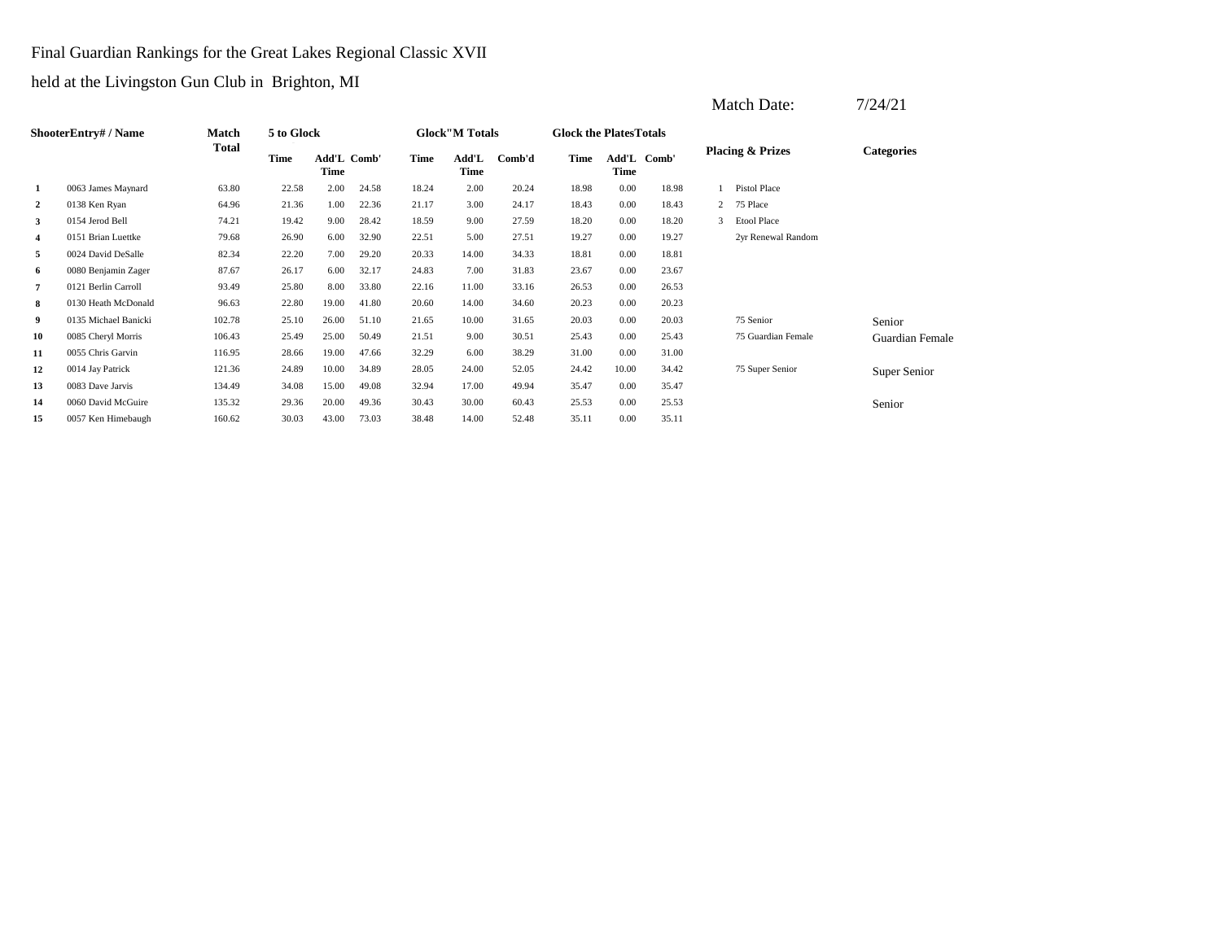Final Guardian Rankings for the Great Lakes Regional Classic XVII

held at the Livingston Gun Club in Brighton, MI

Match Date: 7/24/21

| | ShooterEntry# / Name | Match Total | 5 to Glock | | | Glock"M Totals | | | Glock the PlatesTotals | | | Placing & Prizes | | Categories |
|---|---|---|---|---|---|---|---|---|---|---|---|---|---|---|
| | | | Time | Add'L Time | Comb' | Time | Add'L Time | Comb'd | Time | Add'L Time | Comb' | | | |
| 1 | 0063 James Maynard | 63.80 | 22.58 | 2.00 | 24.58 | 18.24 | 2.00 | 20.24 | 18.98 | 0.00 | 18.98 | 1 | Pistol Place | |
| 2 | 0138 Ken Ryan | 64.96 | 21.36 | 1.00 | 22.36 | 21.17 | 3.00 | 24.17 | 18.43 | 0.00 | 18.43 | 2 | 75 Place | |
| 3 | 0154 Jerod Bell | 74.21 | 19.42 | 9.00 | 28.42 | 18.59 | 9.00 | 27.59 | 18.20 | 0.00 | 18.20 | 3 | Etool Place | |
| 4 | 0151 Brian Luettke | 79.68 | 26.90 | 6.00 | 32.90 | 22.51 | 5.00 | 27.51 | 19.27 | 0.00 | 19.27 | | 2yr Renewal Random | |
| 5 | 0024 David DeSalle | 82.34 | 22.20 | 7.00 | 29.20 | 20.33 | 14.00 | 34.33 | 18.81 | 0.00 | 18.81 | | | |
| 6 | 0080 Benjamin Zager | 87.67 | 26.17 | 6.00 | 32.17 | 24.83 | 7.00 | 31.83 | 23.67 | 0.00 | 23.67 | | | |
| 7 | 0121 Berlin Carroll | 93.49 | 25.80 | 8.00 | 33.80 | 22.16 | 11.00 | 33.16 | 26.53 | 0.00 | 26.53 | | | |
| 8 | 0130 Heath McDonald | 96.63 | 22.80 | 19.00 | 41.80 | 20.60 | 14.00 | 34.60 | 20.23 | 0.00 | 20.23 | | | |
| 9 | 0135 Michael Banicki | 102.78 | 25.10 | 26.00 | 51.10 | 21.65 | 10.00 | 31.65 | 20.03 | 0.00 | 20.03 | | 75 Senior | Senior |
| 10 | 0085 Cheryl Morris | 106.43 | 25.49 | 25.00 | 50.49 | 21.51 | 9.00 | 30.51 | 25.43 | 0.00 | 25.43 | | 75 Guardian Female | Guardian Female |
| 11 | 0055 Chris Garvin | 116.95 | 28.66 | 19.00 | 47.66 | 32.29 | 6.00 | 38.29 | 31.00 | 0.00 | 31.00 | | | |
| 12 | 0014 Jay Patrick | 121.36 | 24.89 | 10.00 | 34.89 | 28.05 | 24.00 | 52.05 | 24.42 | 10.00 | 34.42 | | 75 Super Senior | Super Senior |
| 13 | 0083 Dave Jarvis | 134.49 | 34.08 | 15.00 | 49.08 | 32.94 | 17.00 | 49.94 | 35.47 | 0.00 | 35.47 | | | |
| 14 | 0060 David McGuire | 135.32 | 29.36 | 20.00 | 49.36 | 30.43 | 30.00 | 60.43 | 25.53 | 0.00 | 25.53 | | | Senior |
| 15 | 0057 Ken Himebaugh | 160.62 | 30.03 | 43.00 | 73.03 | 38.48 | 14.00 | 52.48 | 35.11 | 0.00 | 35.11 | | | |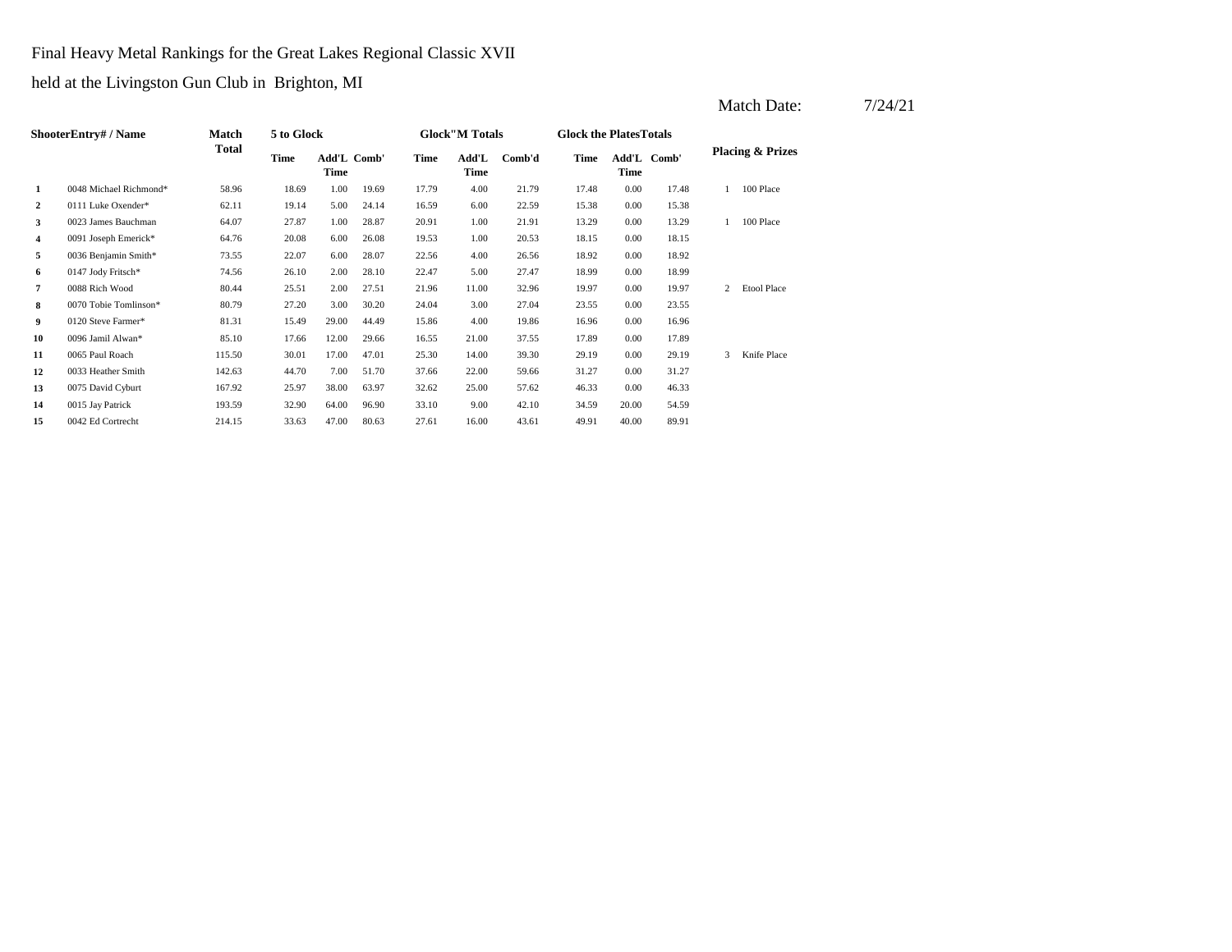Final Heavy Metal Rankings for the Great Lakes Regional Classic XVII

held at the Livingston Gun Club in Brighton, MI

Match Date: 7/24/21

| ShooterEntry# / Name | | Match Total | 5 to Glock | | | Glock"M Totals | | | Glock the PlatesTotals | | | Placing & Prizes | |
|---|---|---|---|---|---|---|---|---|---|---|---|---|---|
| | | | Time | Add'L Time | Comb' | Time | Add'L Time | Comb'd | Time | Add'L Time | Comb' | | |
| 1 | 0048 Michael Richmond* | 58.96 | 18.69 | 1.00 | 19.69 | 17.79 | 4.00 | 21.79 | 17.48 | 0.00 | 17.48 | 1 | 100 Place |
| 2 | 0111 Luke Oxender* | 62.11 | 19.14 | 5.00 | 24.14 | 16.59 | 6.00 | 22.59 | 15.38 | 0.00 | 15.38 | | |
| 3 | 0023 James Bauchman | 64.07 | 27.87 | 1.00 | 28.87 | 20.91 | 1.00 | 21.91 | 13.29 | 0.00 | 13.29 | 1 | 100 Place |
| 4 | 0091 Joseph Emerick* | 64.76 | 20.08 | 6.00 | 26.08 | 19.53 | 1.00 | 20.53 | 18.15 | 0.00 | 18.15 | | |
| 5 | 0036 Benjamin Smith* | 73.55 | 22.07 | 6.00 | 28.07 | 22.56 | 4.00 | 26.56 | 18.92 | 0.00 | 18.92 | | |
| 6 | 0147 Jody Fritsch* | 74.56 | 26.10 | 2.00 | 28.10 | 22.47 | 5.00 | 27.47 | 18.99 | 0.00 | 18.99 | | |
| 7 | 0088 Rich Wood | 80.44 | 25.51 | 2.00 | 27.51 | 21.96 | 11.00 | 32.96 | 19.97 | 0.00 | 19.97 | 2 | Etool Place |
| 8 | 0070 Tobie Tomlinson* | 80.79 | 27.20 | 3.00 | 30.20 | 24.04 | 3.00 | 27.04 | 23.55 | 0.00 | 23.55 | | |
| 9 | 0120 Steve Farmer* | 81.31 | 15.49 | 29.00 | 44.49 | 15.86 | 4.00 | 19.86 | 16.96 | 0.00 | 16.96 | | |
| 10 | 0096 Jamil Alwan* | 85.10 | 17.66 | 12.00 | 29.66 | 16.55 | 21.00 | 37.55 | 17.89 | 0.00 | 17.89 | | |
| 11 | 0065 Paul Roach | 115.50 | 30.01 | 17.00 | 47.01 | 25.30 | 14.00 | 39.30 | 29.19 | 0.00 | 29.19 | 3 | Knife Place |
| 12 | 0033 Heather Smith | 142.63 | 44.70 | 7.00 | 51.70 | 37.66 | 22.00 | 59.66 | 31.27 | 0.00 | 31.27 | | |
| 13 | 0075 David Cyburt | 167.92 | 25.97 | 38.00 | 63.97 | 32.62 | 25.00 | 57.62 | 46.33 | 0.00 | 46.33 | | |
| 14 | 0015 Jay Patrick | 193.59 | 32.90 | 64.00 | 96.90 | 33.10 | 9.00 | 42.10 | 34.59 | 20.00 | 54.59 | | |
| 15 | 0042 Ed Cortrecht | 214.15 | 33.63 | 47.00 | 80.63 | 27.61 | 16.00 | 43.61 | 49.91 | 40.00 | 89.91 | | |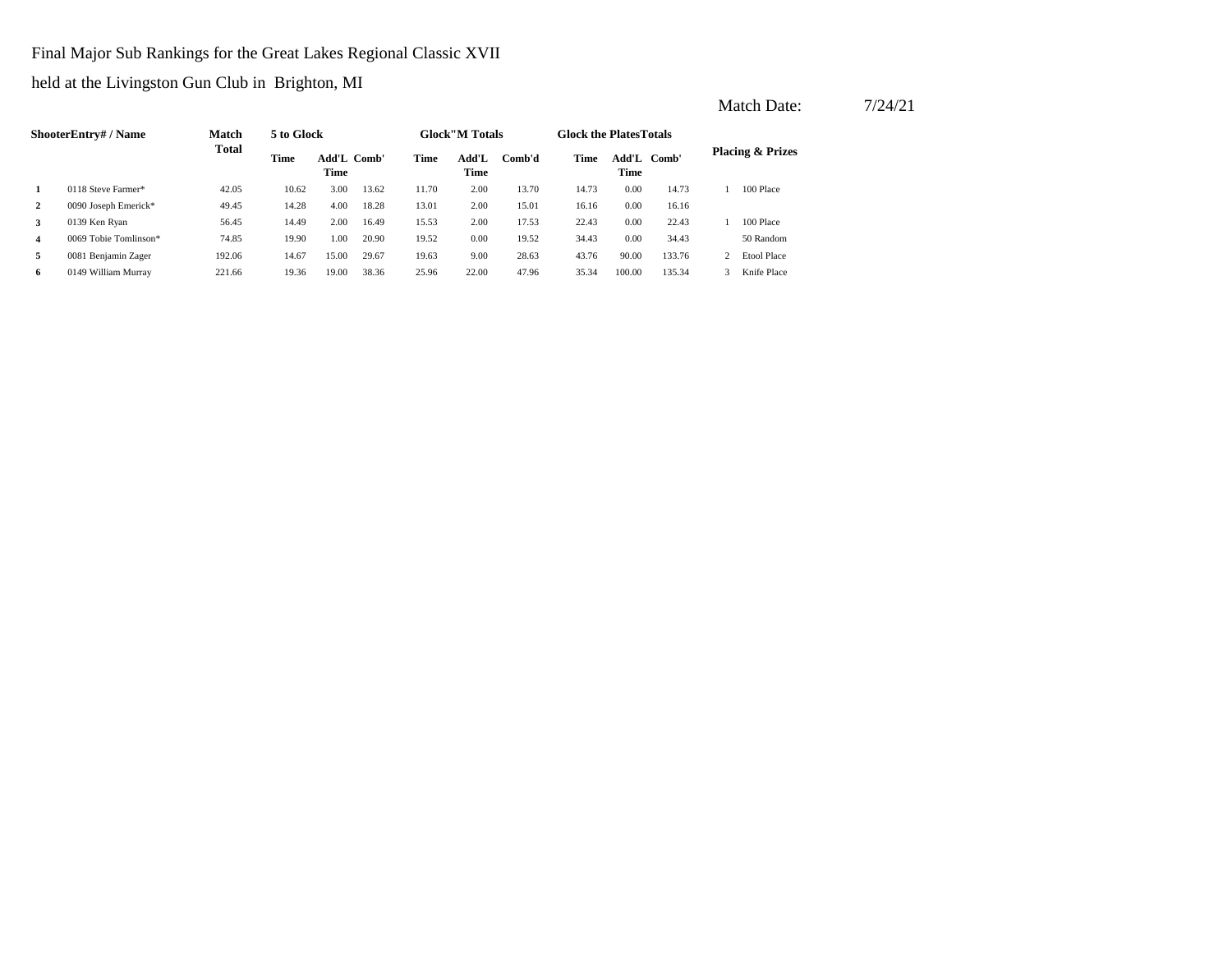Final Major Sub Rankings for the Great Lakes Regional Classic XVII

held at the Livingston Gun Club in Brighton, MI

Match Date: 7/24/21

| Shooter | Entry# / Name | Match Total | 5 to Glock | | | Glock"M Totals | | | Glock the Plates Totals | | | Placing & Prizes | |
|---|---|---|---|---|---|---|---|---|---|---|---|---|---|
| | | | Time | Add'L Time | Comb' | Time | Add'L Time | Comb'd | Time | Add'L Time | Comb' | | |
| 1 | 0118 Steve Farmer* | 42.05 | 10.62 | 3.00 | 13.62 | 11.70 | 2.00 | 13.70 | 14.73 | 0.00 | 14.73 | 1 | 100 Place |
| 2 | 0090 Joseph Emerick* | 49.45 | 14.28 | 4.00 | 18.28 | 13.01 | 2.00 | 15.01 | 16.16 | 0.00 | 16.16 | | |
| 3 | 0139 Ken Ryan | 56.45 | 14.49 | 2.00 | 16.49 | 15.53 | 2.00 | 17.53 | 22.43 | 0.00 | 22.43 | 1 | 100 Place |
| 4 | 0069 Tobie Tomlinson* | 74.85 | 19.90 | 1.00 | 20.90 | 19.52 | 0.00 | 19.52 | 34.43 | 0.00 | 34.43 | | 50 Random |
| 5 | 0081 Benjamin Zager | 192.06 | 14.67 | 15.00 | 29.67 | 19.63 | 9.00 | 28.63 | 43.76 | 90.00 | 133.76 | 2 | Etool Place |
| 6 | 0149 William Murray | 221.66 | 19.36 | 19.00 | 38.36 | 25.96 | 22.00 | 47.96 | 35.34 | 100.00 | 135.34 | 3 | Knife Place |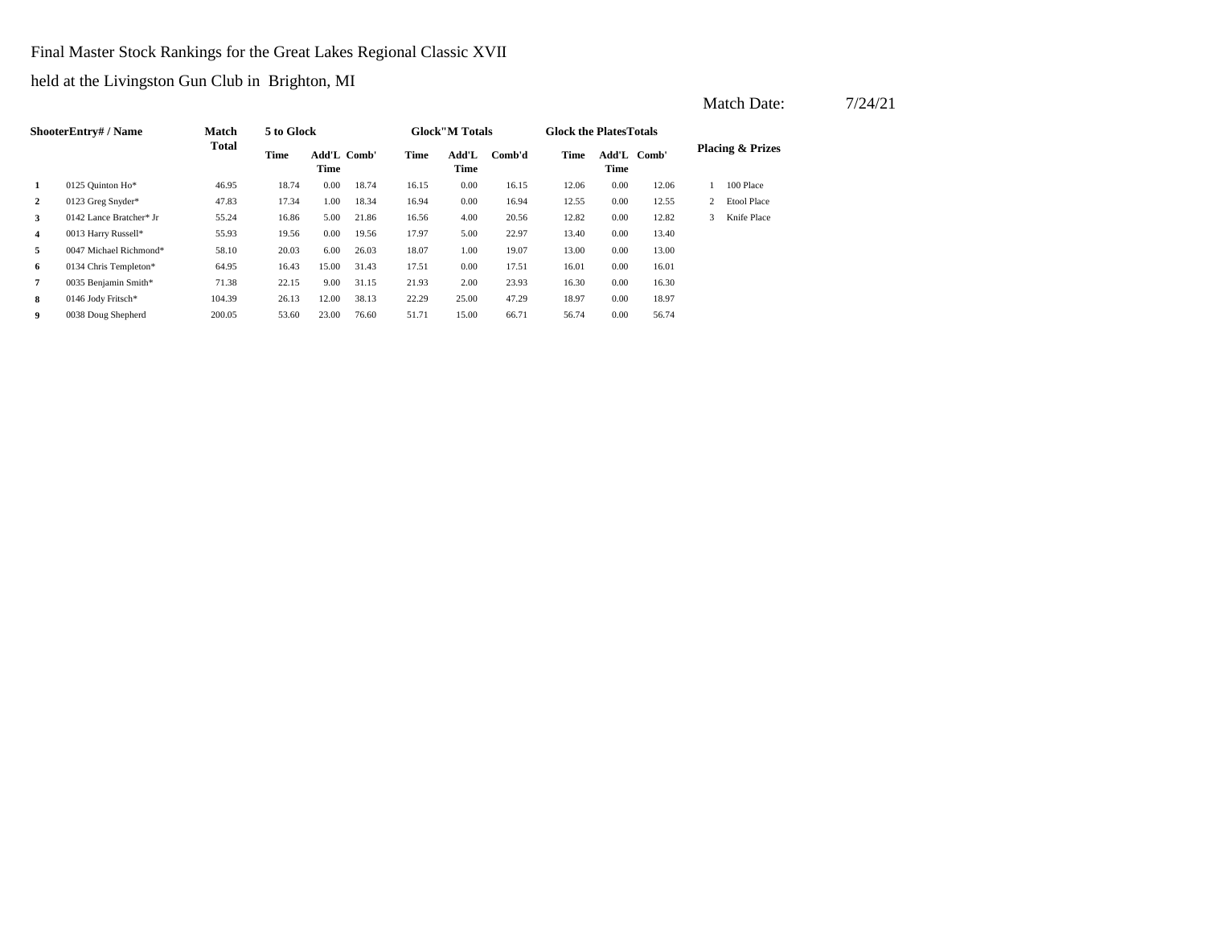Final Master Stock Rankings for the Great Lakes Regional Classic XVII

held at the Livingston Gun Club in Brighton, MI

Match Date: 7/24/21

| Shooter | Entry# / Name | Match Total | 5 to Glock | | | Glock"M Totals | | | Glock the Plates Totals | | | Placing & Prizes | |
|---|---|---|---|---|---|---|---|---|---|---|---|---|---|
| | | | Time | Add'L Time | Comb' | Time | Add'L Time | Comb'd | Time | Add'L Time | Comb' | | |
| 1 | 0125 Quinton Ho* | 46.95 | 18.74 | 0.00 | 18.74 | 16.15 | 0.00 | 16.15 | 12.06 | 0.00 | 12.06 | 1 | 100 Place |
| 2 | 0123 Greg Snyder* | 47.83 | 17.34 | 1.00 | 18.34 | 16.94 | 0.00 | 16.94 | 12.55 | 0.00 | 12.55 | 2 | Etool Place |
| 3 | 0142 Lance Bratcher* Jr | 55.24 | 16.86 | 5.00 | 21.86 | 16.56 | 4.00 | 20.56 | 12.82 | 0.00 | 12.82 | 3 | Knife Place |
| 4 | 0013 Harry Russell* | 55.93 | 19.56 | 0.00 | 19.56 | 17.97 | 5.00 | 22.97 | 13.40 | 0.00 | 13.40 | | |
| 5 | 0047 Michael Richmond* | 58.10 | 20.03 | 6.00 | 26.03 | 18.07 | 1.00 | 19.07 | 13.00 | 0.00 | 13.00 | | |
| 6 | 0134 Chris Templeton* | 64.95 | 16.43 | 15.00 | 31.43 | 17.51 | 0.00 | 17.51 | 16.01 | 0.00 | 16.01 | | |
| 7 | 0035 Benjamin Smith* | 71.38 | 22.15 | 9.00 | 31.15 | 21.93 | 2.00 | 23.93 | 16.30 | 0.00 | 16.30 | | |
| 8 | 0146 Jody Fritsch* | 104.39 | 26.13 | 12.00 | 38.13 | 22.29 | 25.00 | 47.29 | 18.97 | 0.00 | 18.97 | | |
| 9 | 0038 Doug Shepherd | 200.05 | 53.60 | 23.00 | 76.60 | 51.71 | 15.00 | 66.71 | 56.74 | 0.00 | 56.74 | | |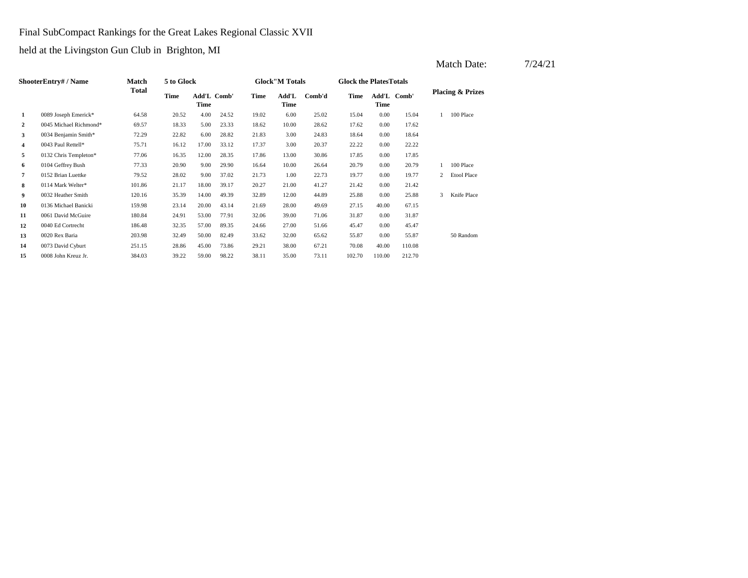Final SubCompact Rankings for the Great Lakes Regional Classic XVII

held at the Livingston Gun Club in Brighton, MI

Match Date: 7/24/21

| Shooter | Entry# / Name | Match Total | 5 to Glock | | | Glock"M Totals | | | Glock the Plates Totals | | | Placing & Prizes | |
|---|---|---|---|---|---|---|---|---|---|---|---|---|---|
| | | | Time | Add'L Time | Comb' | Time | Add'L Time | Comb'd | Time | Add'L Time | Comb' | | |
| 1 | 0089 Joseph Emerick* | 64.58 | 20.52 | 4.00 | 24.52 | 19.02 | 6.00 | 25.02 | 15.04 | 0.00 | 15.04 | 1 | 100 Place |
| 2 | 0045 Michael Richmond* | 69.57 | 18.33 | 5.00 | 23.33 | 18.62 | 10.00 | 28.62 | 17.62 | 0.00 | 17.62 | | |
| 3 | 0034 Benjamin Smith* | 72.29 | 22.82 | 6.00 | 28.82 | 21.83 | 3.00 | 24.83 | 18.64 | 0.00 | 18.64 | | |
| 4 | 0043 Paul Rettell* | 75.71 | 16.12 | 17.00 | 33.12 | 17.37 | 3.00 | 20.37 | 22.22 | 0.00 | 22.22 | | |
| 5 | 0132 Chris Templeton* | 77.06 | 16.35 | 12.00 | 28.35 | 17.86 | 13.00 | 30.86 | 17.85 | 0.00 | 17.85 | | |
| 6 | 0104 Geffrey Bush | 77.33 | 20.90 | 9.00 | 29.90 | 16.64 | 10.00 | 26.64 | 20.79 | 0.00 | 20.79 | 1 | 100 Place |
| 7 | 0152 Brian Luettke | 79.52 | 28.02 | 9.00 | 37.02 | 21.73 | 1.00 | 22.73 | 19.77 | 0.00 | 19.77 | 2 | Etool Place |
| 8 | 0114 Mark Welter* | 101.86 | 21.17 | 18.00 | 39.17 | 20.27 | 21.00 | 41.27 | 21.42 | 0.00 | 21.42 | | |
| 9 | 0032 Heather Smith | 120.16 | 35.39 | 14.00 | 49.39 | 32.89 | 12.00 | 44.89 | 25.88 | 0.00 | 25.88 | 3 | Knife Place |
| 10 | 0136 Michael Banicki | 159.98 | 23.14 | 20.00 | 43.14 | 21.69 | 28.00 | 49.69 | 27.15 | 40.00 | 67.15 | | |
| 11 | 0061 David McGuire | 180.84 | 24.91 | 53.00 | 77.91 | 32.06 | 39.00 | 71.06 | 31.87 | 0.00 | 31.87 | | |
| 12 | 0040 Ed Cortrecht | 186.48 | 32.35 | 57.00 | 89.35 | 24.66 | 27.00 | 51.66 | 45.47 | 0.00 | 45.47 | | |
| 13 | 0020 Rex Baria | 203.98 | 32.49 | 50.00 | 82.49 | 33.62 | 32.00 | 65.62 | 55.87 | 0.00 | 55.87 | | 50 Random |
| 14 | 0073 David Cyburt | 251.15 | 28.86 | 45.00 | 73.86 | 29.21 | 38.00 | 67.21 | 70.08 | 40.00 | 110.08 | | |
| 15 | 0008 John Kreuz Jr. | 384.03 | 39.22 | 59.00 | 98.22 | 38.11 | 35.00 | 73.11 | 102.70 | 110.00 | 212.70 | | |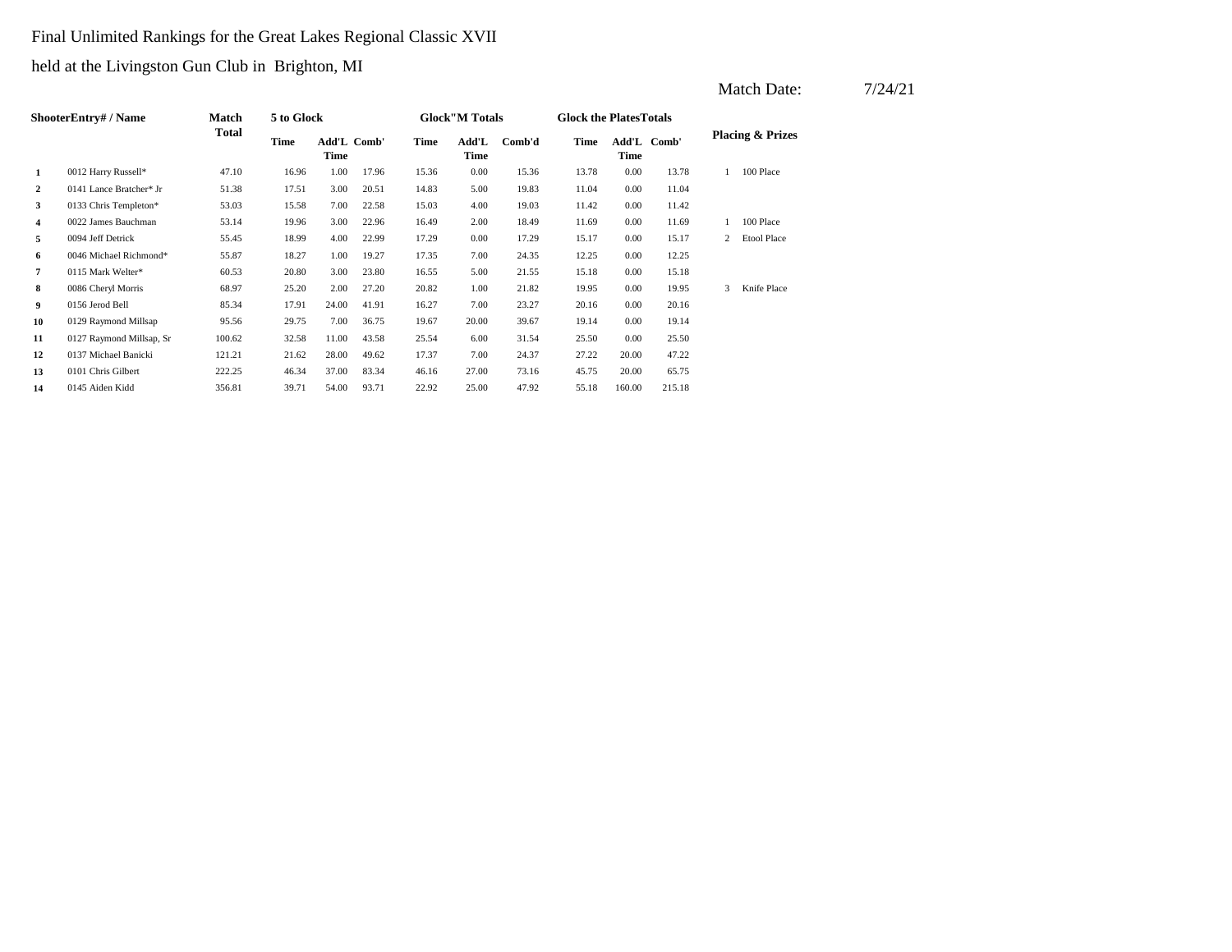Final Unlimited Rankings for the Great Lakes Regional Classic XVII

held at the Livingston Gun Club in Brighton, MI

Match Date: 7/24/21

| Shooter | Entry# / Name | Match Total | 5 to Glock | | | Glock"M Totals | | | Glock the Plates Totals | | | Placing & Prizes | |
|---|---|---|---|---|---|---|---|---|---|---|---|---|---|
| | | | Time | Add'L Time | Comb' | Time | Add'L Time | Comb'd | Time | Add'L Time | Comb' | | |
| 1 | 0012 Harry Russell* | 47.10 | 16.96 | 1.00 | 17.96 | 15.36 | 0.00 | 15.36 | 13.78 | 0.00 | 13.78 | 1 | 100 Place |
| 2 | 0141 Lance Bratcher* Jr | 51.38 | 17.51 | 3.00 | 20.51 | 14.83 | 5.00 | 19.83 | 11.04 | 0.00 | 11.04 | | |
| 3 | 0133 Chris Templeton* | 53.03 | 15.58 | 7.00 | 22.58 | 15.03 | 4.00 | 19.03 | 11.42 | 0.00 | 11.42 | | |
| 4 | 0022 James Bauchman | 53.14 | 19.96 | 3.00 | 22.96 | 16.49 | 2.00 | 18.49 | 11.69 | 0.00 | 11.69 | 1 | 100 Place |
| 5 | 0094 Jeff Detrick | 55.45 | 18.99 | 4.00 | 22.99 | 17.29 | 0.00 | 17.29 | 15.17 | 0.00 | 15.17 | 2 | Etool Place |
| 6 | 0046 Michael Richmond* | 55.87 | 18.27 | 1.00 | 19.27 | 17.35 | 7.00 | 24.35 | 12.25 | 0.00 | 12.25 | | |
| 7 | 0115 Mark Welter* | 60.53 | 20.80 | 3.00 | 23.80 | 16.55 | 5.00 | 21.55 | 15.18 | 0.00 | 15.18 | | |
| 8 | 0086 Cheryl Morris | 68.97 | 25.20 | 2.00 | 27.20 | 20.82 | 1.00 | 21.82 | 19.95 | 0.00 | 19.95 | 3 | Knife Place |
| 9 | 0156 Jerod Bell | 85.34 | 17.91 | 24.00 | 41.91 | 16.27 | 7.00 | 23.27 | 20.16 | 0.00 | 20.16 | | |
| 10 | 0129 Raymond Millsap | 95.56 | 29.75 | 7.00 | 36.75 | 19.67 | 20.00 | 39.67 | 19.14 | 0.00 | 19.14 | | |
| 11 | 0127 Raymond Millsap, Sr | 100.62 | 32.58 | 11.00 | 43.58 | 25.54 | 6.00 | 31.54 | 25.50 | 0.00 | 25.50 | | |
| 12 | 0137 Michael Banicki | 121.21 | 21.62 | 28.00 | 49.62 | 17.37 | 7.00 | 24.37 | 27.22 | 20.00 | 47.22 | | |
| 13 | 0101 Chris Gilbert | 222.25 | 46.34 | 37.00 | 83.34 | 46.16 | 27.00 | 73.16 | 45.75 | 20.00 | 65.75 | | |
| 14 | 0145 Aiden Kidd | 356.81 | 39.71 | 54.00 | 93.71 | 22.92 | 25.00 | 47.92 | 55.18 | 160.00 | 215.18 | | |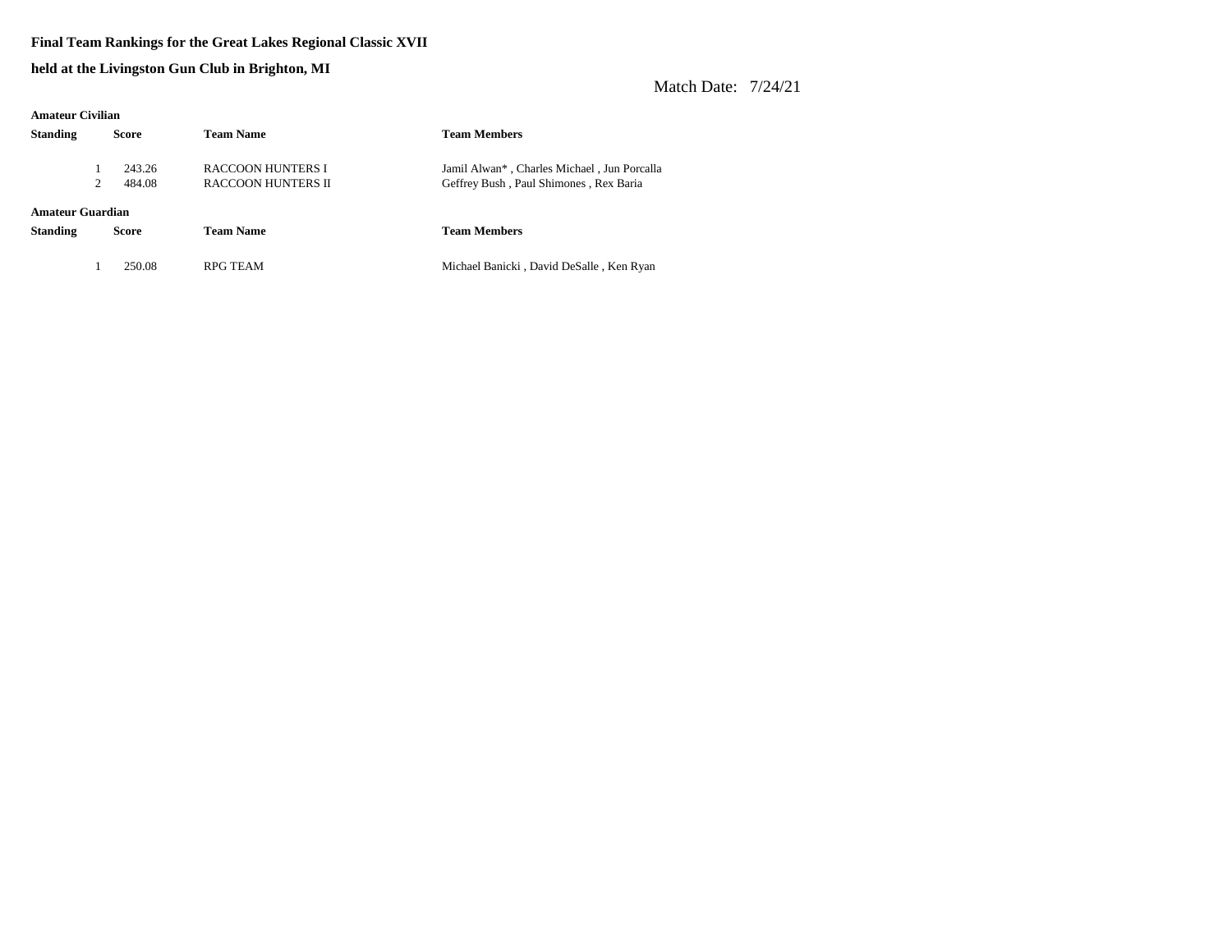**Final Team Rankings for the Great Lakes Regional Classic XVII**

**held at the Livingston Gun Club in Brighton, MI**

Match Date: 7/24/21

**Amateur Civilian**

| Standing | Score | Team Name | Team Members |
|---|---|---|---|
| 1 | 243.26 | RACCOON HUNTERS I | Jamil Alwan* , Charles Michael , Jun Porcalla |
| 2 | 484.08 | RACCOON HUNTERS II | Geffrey Bush , Paul Shimones , Rex Baria |

**Amateur Guardian**

| Standing | Score | Team Name | Team Members |
|---|---|---|---|
| 1 | 250.08 | RPG TEAM | Michael Banicki , David DeSalle , Ken Ryan |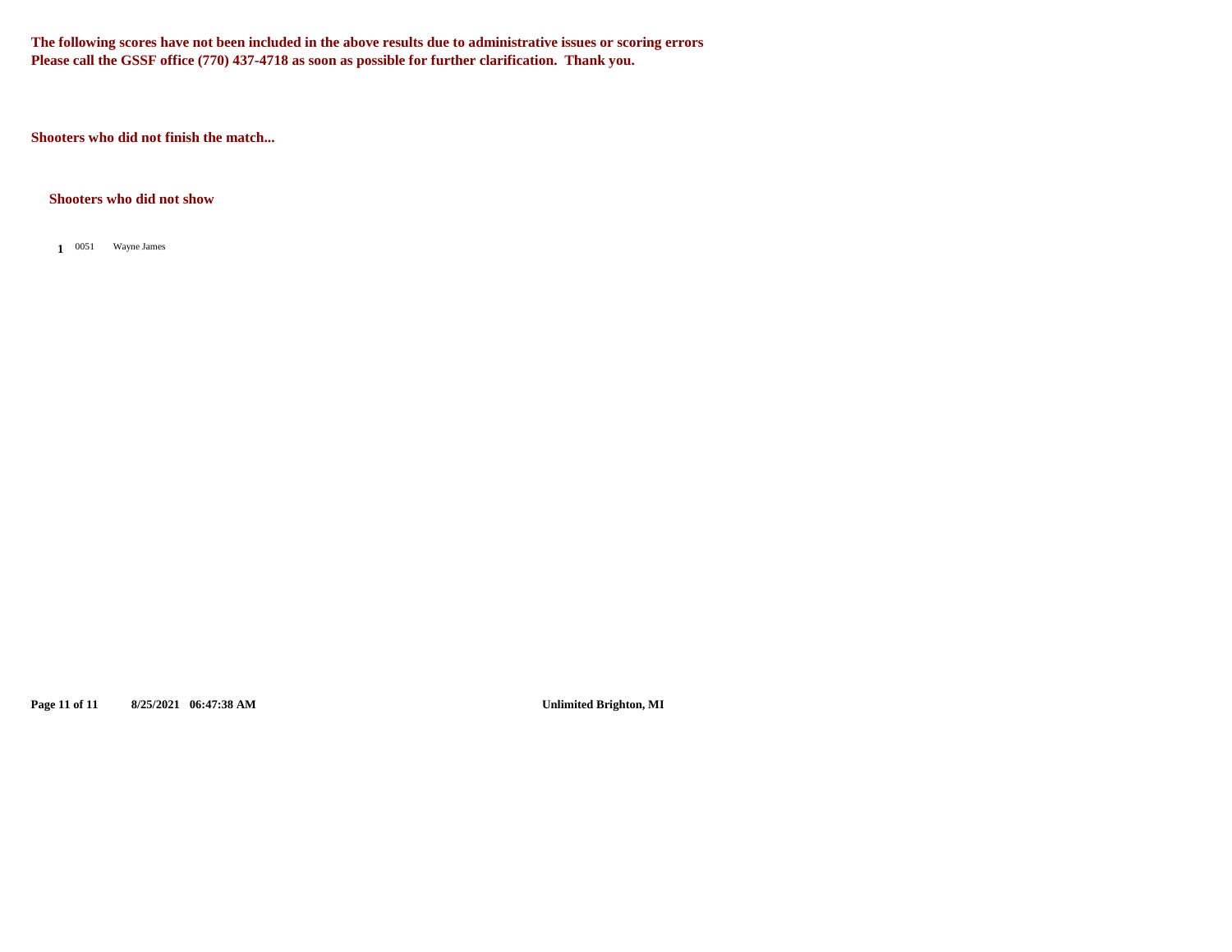**The following scores have not been included in the above results due to administrative issues or scoring errors**
**Please call the GSSF office (770) 437-4718 as soon as possible for further clarification. Thank you.**

**Shooters who did not finish the match...**

**Shooters who did not show**

| | | |
|---|---|---|
| **1** | 0051 | Wayne James |